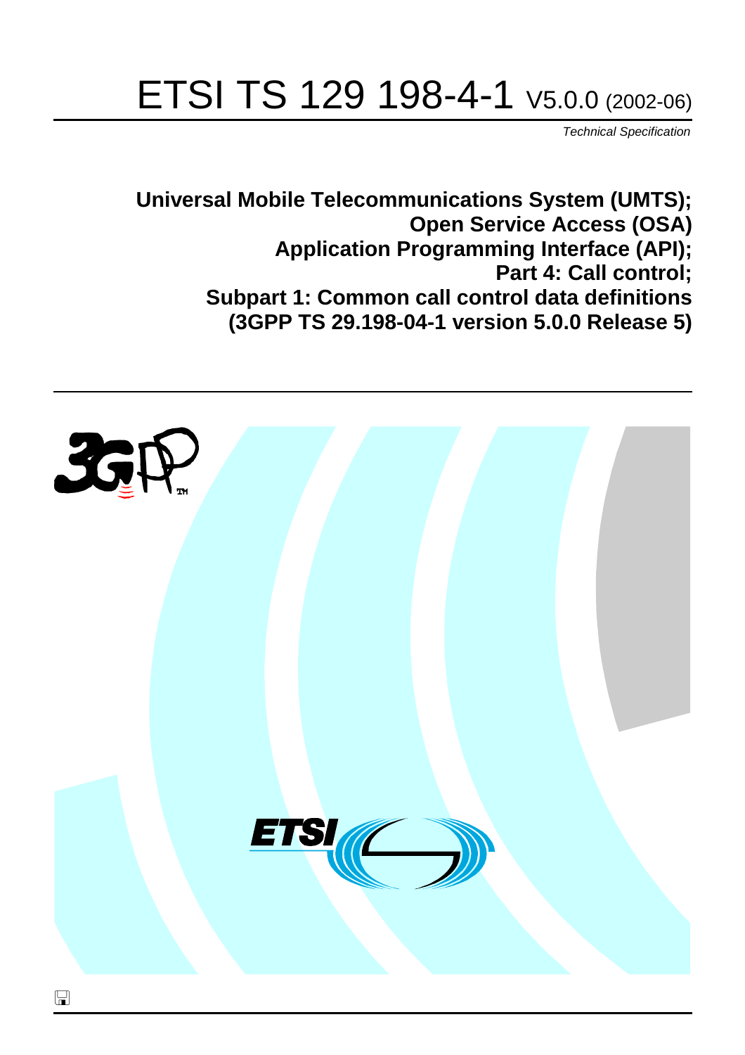# ETSI TS 129 198-4-1 V5.0.0 (2002-06)

*Technical Specification*

**Universal Mobile Telecommunications System (UMTS);**
**Open Service Access (OSA)**
**Application Programming Interface (API);**
**Part 4: Call control;**
**Subpart 1: Common call control data definitions**
**(3GPP TS 29.198-04-1 version 5.0.0 Release 5)**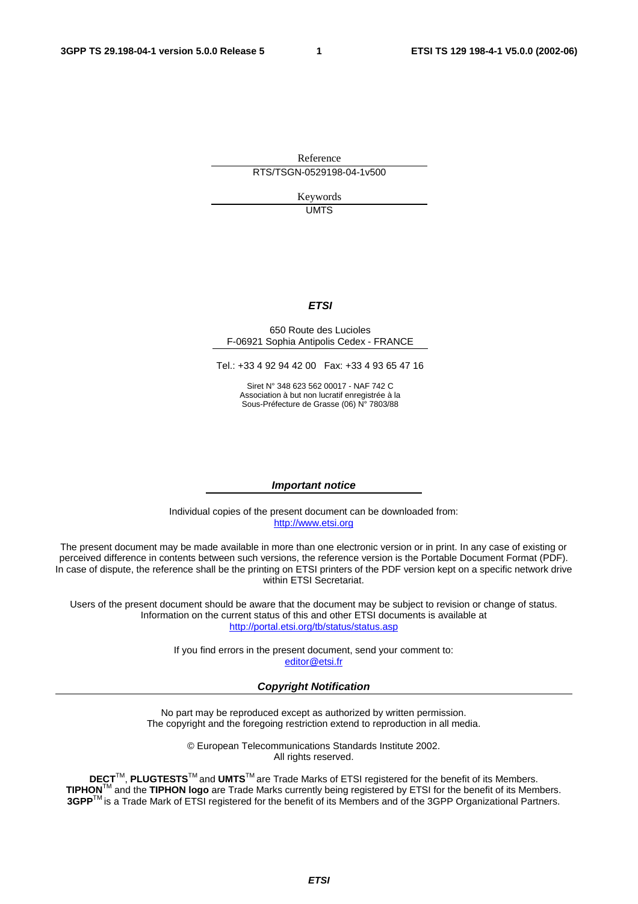Reference

RTS/TSGN-0529198-04-1v500

Keywords

UMTS

***ETSI***

650 Route des Lucioles
F-06921 Sophia Antipolis Cedex - FRANCE

Tel.: +33 4 92 94 42 00 Fax: +33 4 93 65 47 16

Siret N° 348 623 562 00017 - NAF 742 C
Association à but non lucratif enregistrée à la
Sous-Préfecture de Grasse (06) N° 7803/88

***Important notice***

Individual copies of the present document can be downloaded from:
http://www.etsi.org

The present document may be made available in more than one electronic version or in print. In any case of existing or perceived difference in contents between such versions, the reference version is the Portable Document Format (PDF). In case of dispute, the reference shall be the printing on ETSI printers of the PDF version kept on a specific network drive within ETSI Secretariat.

Users of the present document should be aware that the document may be subject to revision or change of status. Information on the current status of this and other ETSI documents is available at
http://portal.etsi.org/tb/status/status.asp

If you find errors in the present document, send your comment to:
editor@etsi.fr

***Copyright Notification***

No part may be reproduced except as authorized by written permission.
The copyright and the foregoing restriction extend to reproduction in all media.

© European Telecommunications Standards Institute 2002.
All rights reserved.

**DECT**TM, **PLUGTESTS**TM and **UMTS**TM are Trade Marks of ETSI registered for the benefit of its Members.
**TIPHON**TM and the **TIPHON logo** are Trade Marks currently being registered by ETSI for the benefit of its Members.
**3GPP**TM is a Trade Mark of ETSI registered for the benefit of its Members and of the 3GPP Organizational Partners.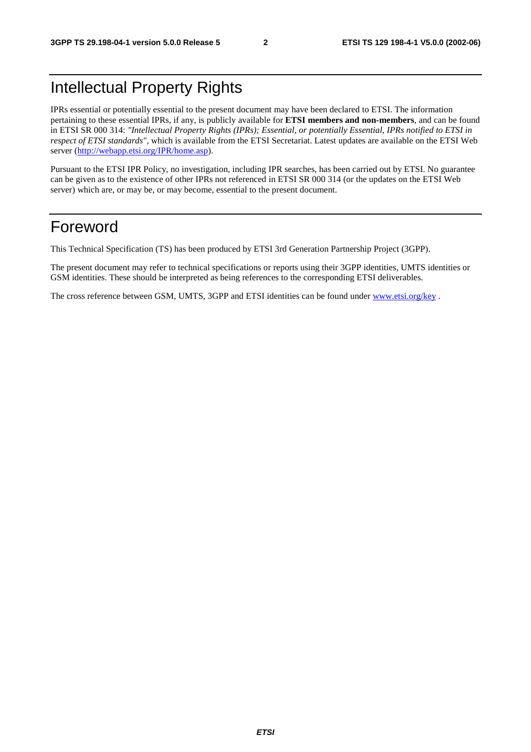# Intellectual Property Rights

IPRs essential or potentially essential to the present document may have been declared to ETSI. The information pertaining to these essential IPRs, if any, is publicly available for **ETSI members and non-members**, and can be found in ETSI SR 000 314: *"Intellectual Property Rights (IPRs); Essential, or potentially Essential, IPRs notified to ETSI in respect of ETSI standards"*, which is available from the ETSI Secretariat. Latest updates are available on the ETSI Web server (http://webapp.etsi.org/IPR/home.asp).

Pursuant to the ETSI IPR Policy, no investigation, including IPR searches, has been carried out by ETSI. No guarantee can be given as to the existence of other IPRs not referenced in ETSI SR 000 314 (or the updates on the ETSI Web server) which are, or may be, or may become, essential to the present document.

# Foreword

This Technical Specification (TS) has been produced by ETSI 3rd Generation Partnership Project (3GPP).

The present document may refer to technical specifications or reports using their 3GPP identities, UMTS identities or GSM identities. These should be interpreted as being references to the corresponding ETSI deliverables.

The cross reference between GSM, UMTS, 3GPP and ETSI identities can be found under www.etsi.org/key .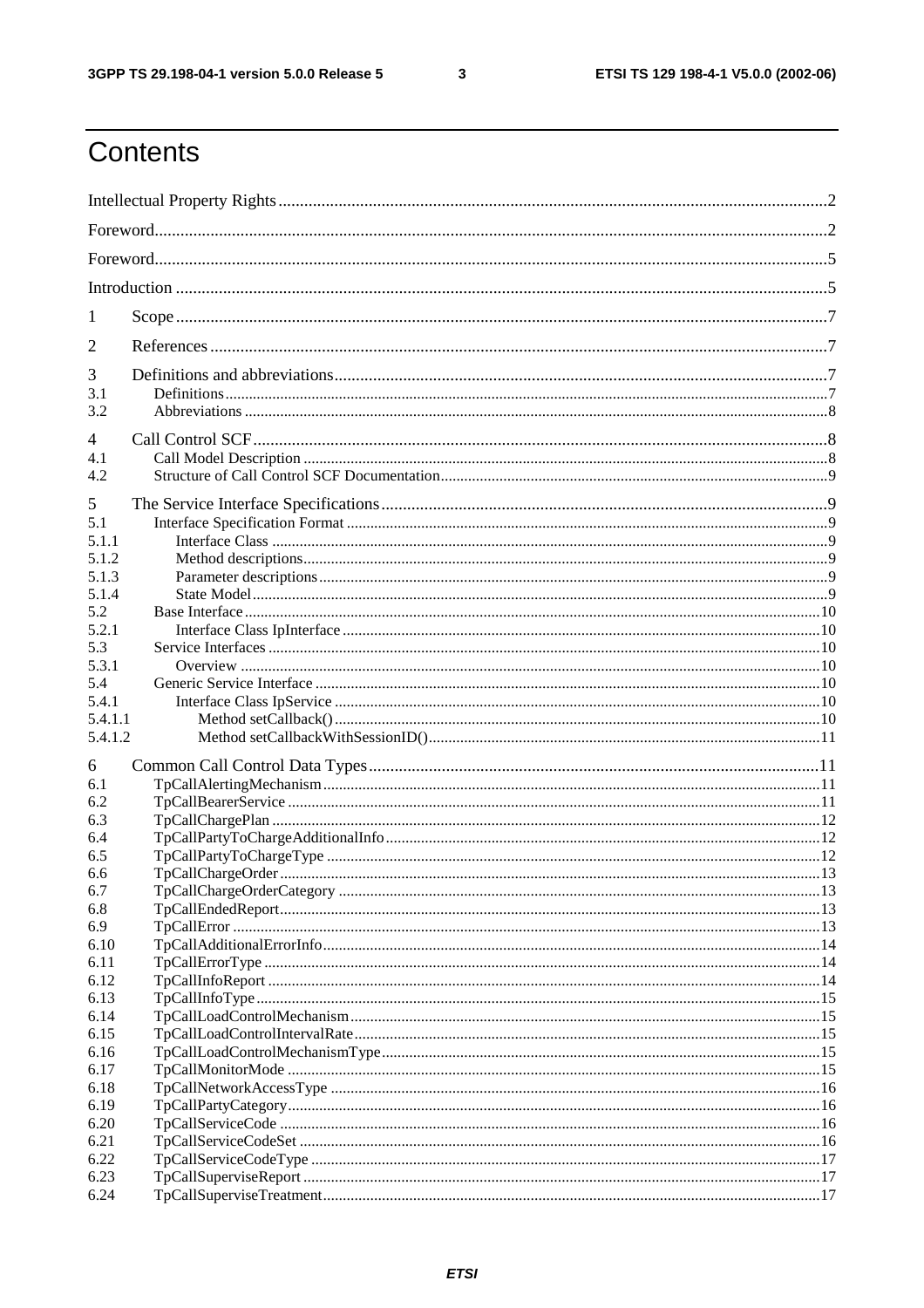# Contents

Intellectual Property Rights ..........2

Foreword..........2

Foreword..........5

Introduction ..........5

1 Scope ..........7

2 References ..........7

3 Definitions and abbreviations..........7

3.1 Definitions..........7

3.2 Abbreviations ..........8

4 Call Control SCF..........8

4.1 Call Model Description ..........8

4.2 Structure of Call Control SCF Documentation..........9

5 The Service Interface Specifications..........9

5.1 Interface Specification Format ..........9

5.1.1 Interface Class ..........9

5.1.2 Method descriptions..........9

5.1.3 Parameter descriptions..........9

5.1.4 State Model..........9

5.2 Base Interface..........10

5.2.1 Interface Class IpInterface ..........10

5.3 Service Interfaces ..........10

5.3.1 Overview ..........10

5.4 Generic Service Interface ..........10

5.4.1 Interface Class IpService ..........10

5.4.1.1 Method setCallback()..........10

5.4.1.2 Method setCallbackWithSessionID()..........11

6 Common Call Control Data Types..........11

6.1 TpCallAlertingMechanism..........11

6.2 TpCallBearerService ..........11

6.3 TpCallChargePlan ..........12

6.4 TpCallPartyToChargeAdditionalInfo..........12

6.5 TpCallPartyToChargeType ..........12

6.6 TpCallChargeOrder..........13

6.7 TpCallChargeOrderCategory ..........13

6.8 TpCallEndedReport..........13

6.9 TpCallError ..........13

6.10 TpCallAdditionalErrorInfo..........14

6.11 TpCallErrorType ..........14

6.12 TpCallInfoReport ..........14

6.13 TpCallInfoType..........15

6.14 TpCallLoadControlMechanism..........15

6.15 TpCallLoadControlIntervalRate..........15

6.16 TpCallLoadControlMechanismType..........15

6.17 TpCallMonitorMode ..........15

6.18 TpCallNetworkAccessType ..........16

6.19 TpCallPartyCategory..........16

6.20 TpCallServiceCode ..........16

6.21 TpCallServiceCodeSet ..........16

6.22 TpCallServiceCodeType ..........17

6.23 TpCallSuperviseReport ..........17

6.24 TpCallSuperviseTreatment..........17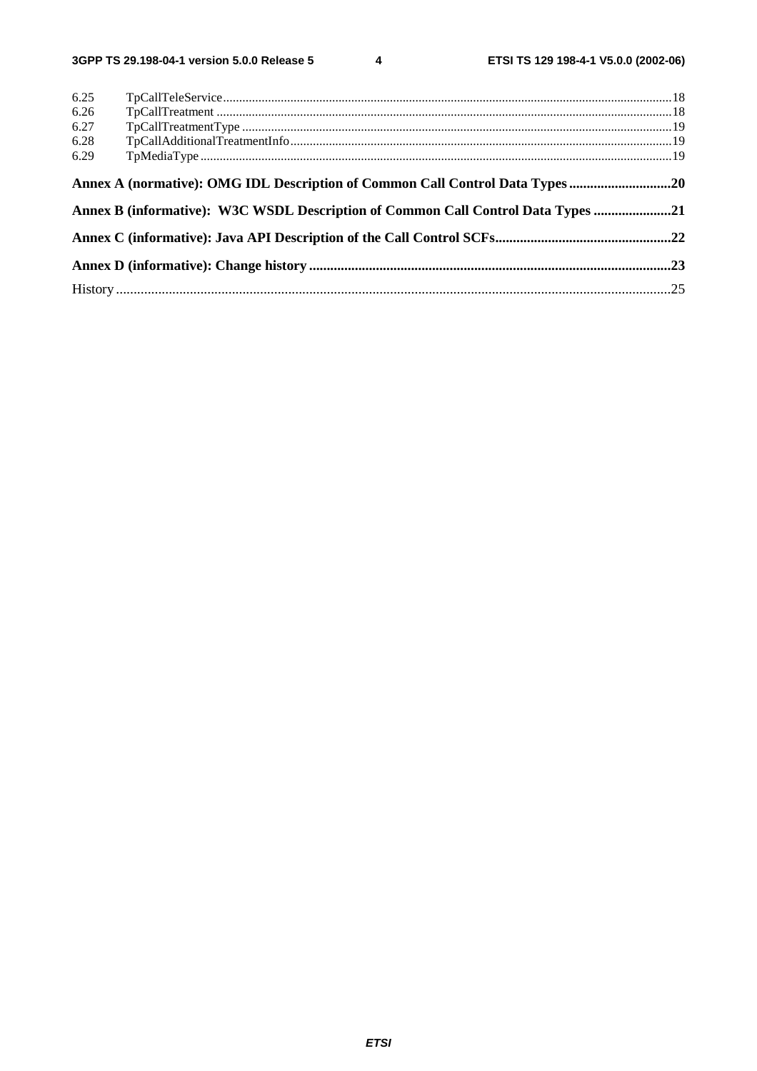6.25 TpCallTeleService ... 18
6.26 TpCallTreatment ... 18
6.27 TpCallTreatmentType ... 19
6.28 TpCallAdditionalTreatmentInfo ... 19
6.29 TpMediaType ... 19

**Annex A (normative): OMG IDL Description of Common Call Control Data Types ... 20**

**Annex B (informative): W3C WSDL Description of Common Call Control Data Types ... 21**

**Annex C (informative): Java API Description of the Call Control SCFs ... 22**

**Annex D (informative): Change history ... 23**

History ... 25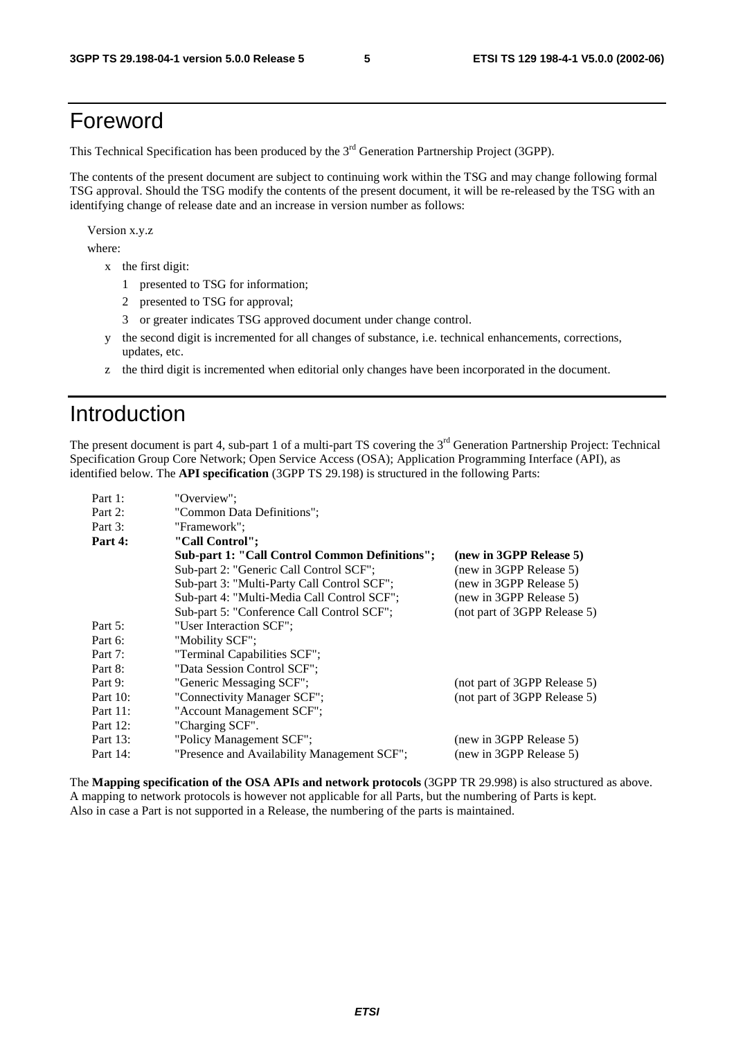# Foreword

This Technical Specification has been produced by the 3rd Generation Partnership Project (3GPP).

The contents of the present document are subject to continuing work within the TSG and may change following formal TSG approval. Should the TSG modify the contents of the present document, it will be re-released by the TSG with an identifying change of release date and an increase in version number as follows:

Version x.y.z

where:

- x the first digit:
  - 1 presented to TSG for information;
  - 2 presented to TSG for approval;
  - 3 or greater indicates TSG approved document under change control.
- y the second digit is incremented for all changes of substance, i.e. technical enhancements, corrections, updates, etc.
- z the third digit is incremented when editorial only changes have been incorporated in the document.

# Introduction

The present document is part 4, sub-part 1 of a multi-part TS covering the 3rd Generation Partnership Project: Technical Specification Group Core Network; Open Service Access (OSA); Application Programming Interface (API), as identified below. The **API specification** (3GPP TS 29.198) is structured in the following Parts:

| | | |
|---|---|---|
| Part 1: | "Overview"; | |
| Part 2: | "Common Data Definitions"; | |
| Part 3: | "Framework"; | |
| **Part 4:** | **"Call Control";** | |
| | **Sub-part 1: "Call Control Common Definitions";** | **(new in 3GPP Release 5)** |
| | Sub-part 2: "Generic Call Control SCF"; | (new in 3GPP Release 5) |
| | Sub-part 3: "Multi-Party Call Control SCF"; | (new in 3GPP Release 5) |
| | Sub-part 4: "Multi-Media Call Control SCF"; | (new in 3GPP Release 5) |
| | Sub-part 5: "Conference Call Control SCF"; | (not part of 3GPP Release 5) |
| Part 5: | "User Interaction SCF"; | |
| Part 6: | "Mobility SCF"; | |
| Part 7: | "Terminal Capabilities SCF"; | |
| Part 8: | "Data Session Control SCF"; | |
| Part 9: | "Generic Messaging SCF"; | (not part of 3GPP Release 5) |
| Part 10: | "Connectivity Manager SCF"; | (not part of 3GPP Release 5) |
| Part 11: | "Account Management SCF"; | |
| Part 12: | "Charging SCF". | |
| Part 13: | "Policy Management SCF"; | (new in 3GPP Release 5) |
| Part 14: | "Presence and Availability Management SCF"; | (new in 3GPP Release 5) |

The **Mapping specification of the OSA APIs and network protocols** (3GPP TR 29.998) is also structured as above. A mapping to network protocols is however not applicable for all Parts, but the numbering of Parts is kept. Also in case a Part is not supported in a Release, the numbering of the parts is maintained.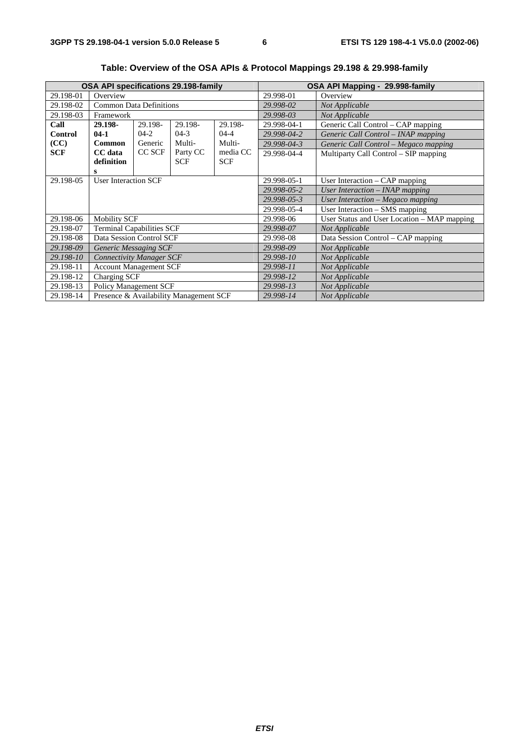**Table: Overview of the OSA APIs & Protocol Mappings 29.198 & 29.998-family**

| OSA API specifications 29.198-family | | | | | OSA API Mapping - 29.998-family | |
|---|---|---|---|---|---|---|
| 29.198-01 | Overview | | | | 29.998-01 | Overview |
| 29.198-02 | Common Data Definitions | | | | *29.998-02* | *Not Applicable* |
| 29.198-03 | Framework | | | | *29.998-03* | *Not Applicable* |
| **Call Control (CC) SCF** | **29.198-04-1 Common CC data definitions** | 29.198-04-2 Generic CC SCF | 29.198-04-3 Multi-Party CC SCF | 29.198-04-4 Multi-media CC SCF | 29.998-04-1 | Generic Call Control – CAP mapping |
| | | | | | *29.998-04-2* | *Generic Call Control – INAP mapping* |
| | | | | | *29.998-04-3* | *Generic Call Control – Megaco mapping* |
| | | | | | 29.998-04-4 | Multiparty Call Control – SIP mapping |
| 29.198-05 | User Interaction SCF | | | | 29.998-05-1 | User Interaction – CAP mapping |
| | | | | | *29.998-05-2* | *User Interaction – INAP mapping* |
| | | | | | *29.998-05-3* | *User Interaction – Megaco mapping* |
| | | | | | 29.998-05-4 | User Interaction – SMS mapping |
| 29.198-06 | Mobility SCF | | | | 29.998-06 | User Status and User Location – MAP mapping |
| 29.198-07 | Terminal Capabilities SCF | | | | *29.998-07* | *Not Applicable* |
| 29.198-08 | Data Session Control SCF | | | | 29.998-08 | Data Session Control – CAP mapping |
| *29.198-09* | *Generic Messaging SCF* | | | | *29.998-09* | *Not Applicable* |
| *29.198-10* | *Connectivity Manager SCF* | | | | *29.998-10* | *Not Applicable* |
| 29.198-11 | Account Management SCF | | | | *29.998-11* | *Not Applicable* |
| 29.198-12 | Charging SCF | | | | *29.998-12* | *Not Applicable* |
| 29.198-13 | Policy Management SCF | | | | *29.998-13* | *Not Applicable* |
| 29.198-14 | Presence & Availability Management SCF | | | | *29.998-14* | *Not Applicable* |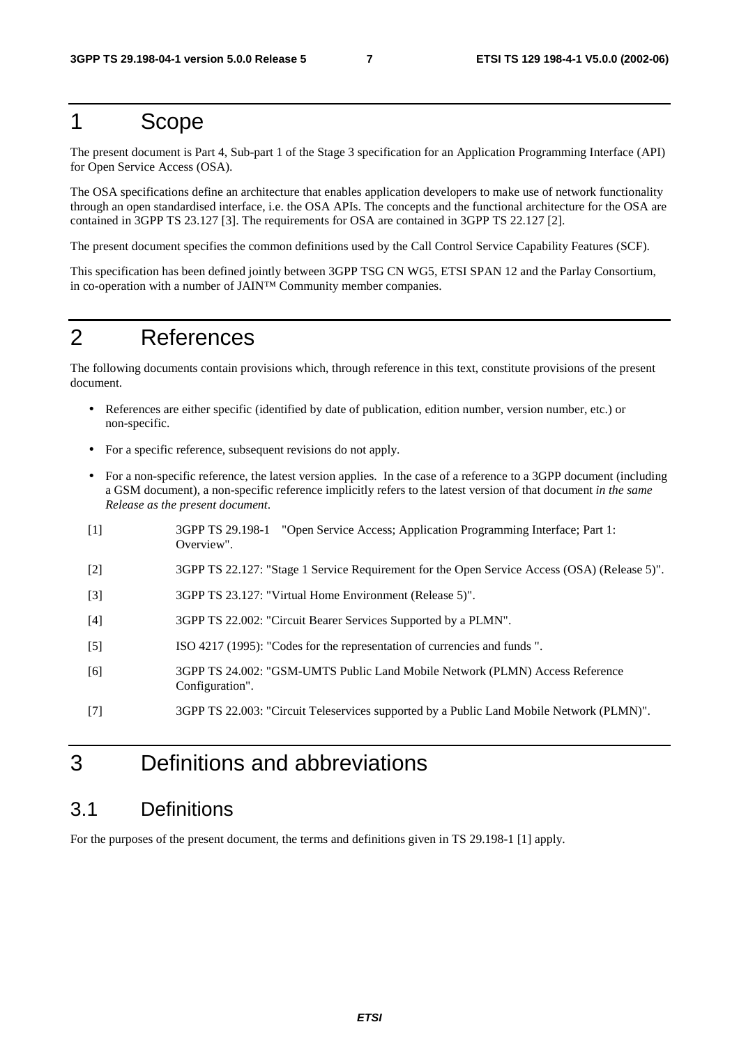# 1 Scope

The present document is Part 4, Sub-part 1 of the Stage 3 specification for an Application Programming Interface (API) for Open Service Access (OSA).

The OSA specifications define an architecture that enables application developers to make use of network functionality through an open standardised interface, i.e. the OSA APIs. The concepts and the functional architecture for the OSA are contained in 3GPP TS 23.127 [3]. The requirements for OSA are contained in 3GPP TS 22.127 [2].

The present document specifies the common definitions used by the Call Control Service Capability Features (SCF).

This specification has been defined jointly between 3GPP TSG CN WG5, ETSI SPAN 12 and the Parlay Consortium, in co-operation with a number of JAIN™ Community member companies.

# 2 References

The following documents contain provisions which, through reference in this text, constitute provisions of the present document.

- References are either specific (identified by date of publication, edition number, version number, etc.) or non-specific.
- For a specific reference, subsequent revisions do not apply.
- For a non-specific reference, the latest version applies. In the case of a reference to a 3GPP document (including a GSM document), a non-specific reference implicitly refers to the latest version of that document *in the same Release as the present document*.

[1] 3GPP TS 29.198-1 "Open Service Access; Application Programming Interface; Part 1: Overview".

[2] 3GPP TS 22.127: "Stage 1 Service Requirement for the Open Service Access (OSA) (Release 5)".

[3] 3GPP TS 23.127: "Virtual Home Environment (Release 5)".

[4] 3GPP TS 22.002: "Circuit Bearer Services Supported by a PLMN".

[5] ISO 4217 (1995): "Codes for the representation of currencies and funds ".

[6] 3GPP TS 24.002: "GSM-UMTS Public Land Mobile Network (PLMN) Access Reference Configuration".

[7] 3GPP TS 22.003: "Circuit Teleservices supported by a Public Land Mobile Network (PLMN)".

# 3 Definitions and abbreviations

## 3.1 Definitions

For the purposes of the present document, the terms and definitions given in TS 29.198-1 [1] apply.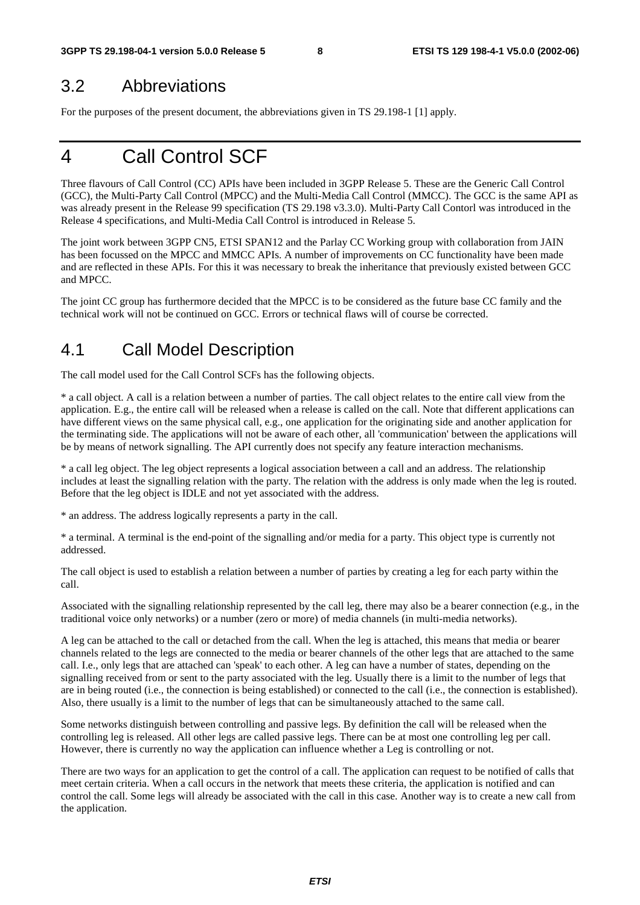## 3.2 Abbreviations

For the purposes of the present document, the abbreviations given in TS 29.198-1 [1] apply.

# 4 Call Control SCF

Three flavours of Call Control (CC) APIs have been included in 3GPP Release 5. These are the Generic Call Control (GCC), the Multi-Party Call Control (MPCC) and the Multi-Media Call Control (MMCC). The GCC is the same API as was already present in the Release 99 specification (TS 29.198 v3.3.0). Multi-Party Call Contorl was introduced in the Release 4 specifications, and Multi-Media Call Control is introduced in Release 5.

The joint work between 3GPP CN5, ETSI SPAN12 and the Parlay CC Working group with collaboration from JAIN has been focussed on the MPCC and MMCC APIs. A number of improvements on CC functionality have been made and are reflected in these APIs. For this it was necessary to break the inheritance that previously existed between GCC and MPCC.

The joint CC group has furthermore decided that the MPCC is to be considered as the future base CC family and the technical work will not be continued on GCC. Errors or technical flaws will of course be corrected.

## 4.1 Call Model Description

The call model used for the Call Control SCFs has the following objects.

* a call object. A call is a relation between a number of parties. The call object relates to the entire call view from the application. E.g., the entire call will be released when a release is called on the call. Note that different applications can have different views on the same physical call, e.g., one application for the originating side and another application for the terminating side. The applications will not be aware of each other, all 'communication' between the applications will be by means of network signalling. The API currently does not specify any feature interaction mechanisms.

* a call leg object. The leg object represents a logical association between a call and an address. The relationship includes at least the signalling relation with the party. The relation with the address is only made when the leg is routed. Before that the leg object is IDLE and not yet associated with the address.

* an address. The address logically represents a party in the call.

* a terminal. A terminal is the end-point of the signalling and/or media for a party. This object type is currently not addressed.

The call object is used to establish a relation between a number of parties by creating a leg for each party within the call.

Associated with the signalling relationship represented by the call leg, there may also be a bearer connection (e.g., in the traditional voice only networks) or a number (zero or more) of media channels (in multi-media networks).

A leg can be attached to the call or detached from the call. When the leg is attached, this means that media or bearer channels related to the legs are connected to the media or bearer channels of the other legs that are attached to the same call. I.e., only legs that are attached can 'speak' to each other. A leg can have a number of states, depending on the signalling received from or sent to the party associated with the leg. Usually there is a limit to the number of legs that are in being routed (i.e., the connection is being established) or connected to the call (i.e., the connection is established). Also, there usually is a limit to the number of legs that can be simultaneously attached to the same call.

Some networks distinguish between controlling and passive legs. By definition the call will be released when the controlling leg is released. All other legs are called passive legs. There can be at most one controlling leg per call. However, there is currently no way the application can influence whether a Leg is controlling or not.

There are two ways for an application to get the control of a call. The application can request to be notified of calls that meet certain criteria. When a call occurs in the network that meets these criteria, the application is notified and can control the call. Some legs will already be associated with the call in this case. Another way is to create a new call from the application.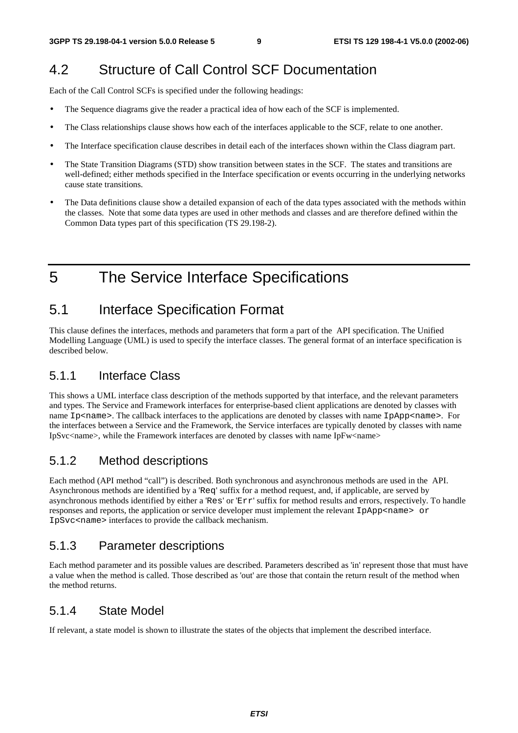## 4.2 Structure of Call Control SCF Documentation

Each of the Call Control SCFs is specified under the following headings:

- The Sequence diagrams give the reader a practical idea of how each of the SCF is implemented.
- The Class relationships clause shows how each of the interfaces applicable to the SCF, relate to one another.
- The Interface specification clause describes in detail each of the interfaces shown within the Class diagram part.
- The State Transition Diagrams (STD) show transition between states in the SCF. The states and transitions are well-defined; either methods specified in the Interface specification or events occurring in the underlying networks cause state transitions.
- The Data definitions clause show a detailed expansion of each of the data types associated with the methods within the classes. Note that some data types are used in other methods and classes and are therefore defined within the Common Data types part of this specification (TS 29.198-2).

# 5 The Service Interface Specifications

## 5.1 Interface Specification Format

This clause defines the interfaces, methods and parameters that form a part of the API specification. The Unified Modelling Language (UML) is used to specify the interface classes. The general format of an interface specification is described below.

### 5.1.1 Interface Class

This shows a UML interface class description of the methods supported by that interface, and the relevant parameters and types. The Service and Framework interfaces for enterprise-based client applications are denoted by classes with name `Ip<name>`. The callback interfaces to the applications are denoted by classes with name `IpApp<name>`. For the interfaces between a Service and the Framework, the Service interfaces are typically denoted by classes with name IpSvc<name>, while the Framework interfaces are denoted by classes with name IpFw<name>

### 5.1.2 Method descriptions

Each method (API method "call") is described. Both synchronous and asynchronous methods are used in the API. Asynchronous methods are identified by a '`Req`' suffix for a method request, and, if applicable, are served by asynchronous methods identified by either a '`Res`' or '`Err`' suffix for method results and errors, respectively. To handle responses and reports, the application or service developer must implement the relevant `IpApp<name> or IpSvc<name>` interfaces to provide the callback mechanism.

### 5.1.3 Parameter descriptions

Each method parameter and its possible values are described. Parameters described as 'in' represent those that must have a value when the method is called. Those described as 'out' are those that contain the return result of the method when the method returns.

### 5.1.4 State Model

If relevant, a state model is shown to illustrate the states of the objects that implement the described interface.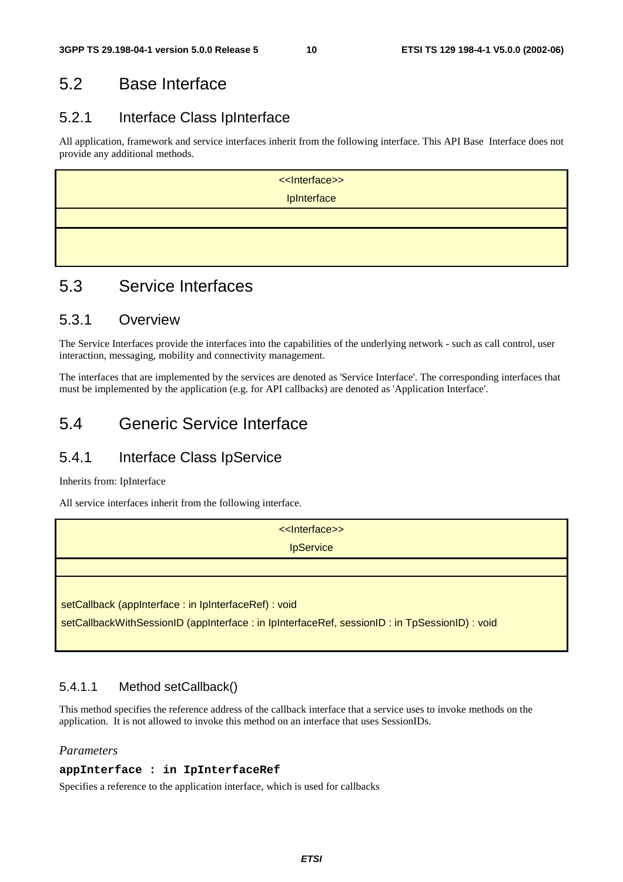## 5.2 Base Interface

### 5.2.1 Interface Class IpInterface

All application, framework and service interfaces inherit from the following interface. This API Base Interface does not provide any additional methods.

| <<Interface>><br>IpInterface |
|---|
| |
| |

## 5.3 Service Interfaces

### 5.3.1 Overview

The Service Interfaces provide the interfaces into the capabilities of the underlying network - such as call control, user interaction, messaging, mobility and connectivity management.

The interfaces that are implemented by the services are denoted as 'Service Interface'. The corresponding interfaces that must be implemented by the application (e.g. for API callbacks) are denoted as 'Application Interface'.

## 5.4 Generic Service Interface

### 5.4.1 Interface Class IpService

Inherits from: IpInterface

All service interfaces inherit from the following interface.

| <<Interface>><br>IpService |
|---|
| |
| setCallback (appInterface : in IpInterfaceRef) : void<br>setCallbackWithSessionID (appInterface : in IpInterfaceRef, sessionID : in TpSessionID) : void |

#### 5.4.1.1 Method setCallback()

This method specifies the reference address of the callback interface that a service uses to invoke methods on the application. It is not allowed to invoke this method on an interface that uses SessionIDs.

*Parameters*

**appInterface : in IpInterfaceRef**

Specifies a reference to the application interface, which is used for callbacks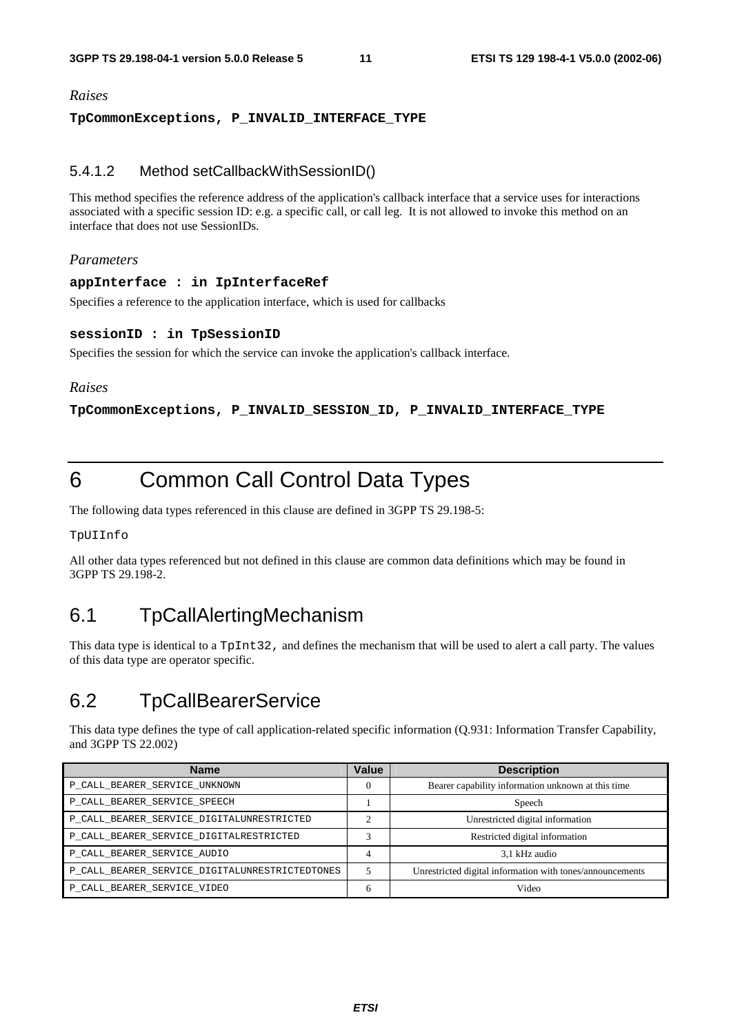*Raises*

**TpCommonExceptions, P_INVALID_INTERFACE_TYPE**

### 5.4.1.2 Method setCallbackWithSessionID()

This method specifies the reference address of the application's callback interface that a service uses for interactions associated with a specific session ID: e.g. a specific call, or call leg. It is not allowed to invoke this method on an interface that does not use SessionIDs.

*Parameters*

**appInterface : in IpInterfaceRef**

Specifies a reference to the application interface, which is used for callbacks

**sessionID : in TpSessionID**

Specifies the session for which the service can invoke the application's callback interface.

*Raises*

**TpCommonExceptions, P_INVALID_SESSION_ID, P_INVALID_INTERFACE_TYPE**

# 6 Common Call Control Data Types

The following data types referenced in this clause are defined in 3GPP TS 29.198-5:

TpUIInfo

All other data types referenced but not defined in this clause are common data definitions which may be found in 3GPP TS 29.198-2.

## 6.1 TpCallAlertingMechanism

This data type is identical to a TpInt32, and defines the mechanism that will be used to alert a call party. The values of this data type are operator specific.

## 6.2 TpCallBearerService

This data type defines the type of call application-related specific information (Q.931: Information Transfer Capability, and 3GPP TS 22.002)

| Name | Value | Description |
|---|---|---|
| P_CALL_BEARER_SERVICE_UNKNOWN | 0 | Bearer capability information unknown at this time |
| P_CALL_BEARER_SERVICE_SPEECH | 1 | Speech |
| P_CALL_BEARER_SERVICE_DIGITALUNRESTRICTED | 2 | Unrestricted digital information |
| P_CALL_BEARER_SERVICE_DIGITALRESTRICTED | 3 | Restricted digital information |
| P_CALL_BEARER_SERVICE_AUDIO | 4 | 3,1 kHz audio |
| P_CALL_BEARER_SERVICE_DIGITALUNRESTRICTEDTONES | 5 | Unrestricted digital information with tones/announcements |
| P_CALL_BEARER_SERVICE_VIDEO | 6 | Video |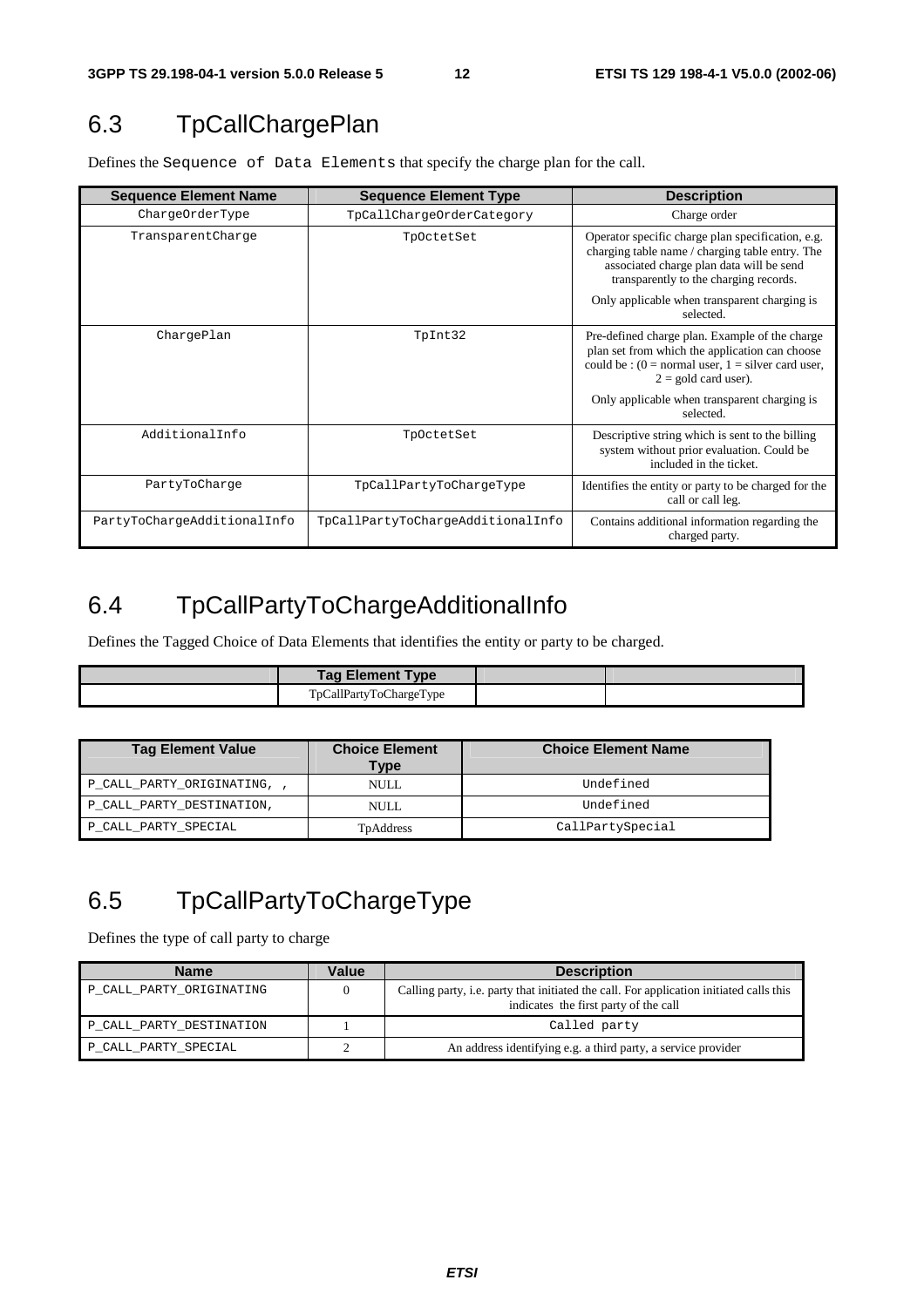## 6.3 TpCallChargePlan

Defines the `Sequence of Data Elements` that specify the charge plan for the call.

| Sequence Element Name | Sequence Element Type | Description |
|---|---|---|
| ChargeOrderType | TpCallChargeOrderCategory | Charge order |
| TransparentCharge | TpOctetSet | Operator specific charge plan specification, e.g. charging table name / charging table entry. The associated charge plan data will be send transparently to the charging records.<br><br>Only applicable when transparent charging is selected. |
| ChargePlan | TpInt32 | Pre-defined charge plan. Example of the charge plan set from which the application can choose could be : (0 = normal user, 1 = silver card user, 2 = gold card user).<br><br>Only applicable when transparent charging is selected. |
| AdditionalInfo | TpOctetSet | Descriptive string which is sent to the billing system without prior evaluation. Could be included in the ticket. |
| PartyToCharge | TpCallPartyToChargeType | Identifies the entity or party to be charged for the call or call leg. |
| PartyToChargeAdditionalInfo | TpCallPartyToChargeAdditionalInfo | Contains additional information regarding the charged party. |

## 6.4 TpCallPartyToChargeAdditionalInfo

Defines the Tagged Choice of Data Elements that identifies the entity or party to be charged.

| | Tag Element Type | | |
|---|---|---|---|
| | TpCallPartyToChargeType | | |

| Tag Element Value | Choice Element Type | Choice Element Name |
|---|---|---|
| P_CALL_PARTY_ORIGINATING, , | NULL | Undefined |
| P_CALL_PARTY_DESTINATION, | NULL | Undefined |
| P_CALL_PARTY_SPECIAL | TpAddress | CallPartySpecial |

## 6.5 TpCallPartyToChargeType

Defines the type of call party to charge

| Name | Value | Description |
|---|---|---|
| P_CALL_PARTY_ORIGINATING | 0 | Calling party, i.e. party that initiated the call. For application initiated calls this indicates the first party of the call |
| P_CALL_PARTY_DESTINATION | 1 | Called party |
| P_CALL_PARTY_SPECIAL | 2 | An address identifying e.g. a third party, a service provider |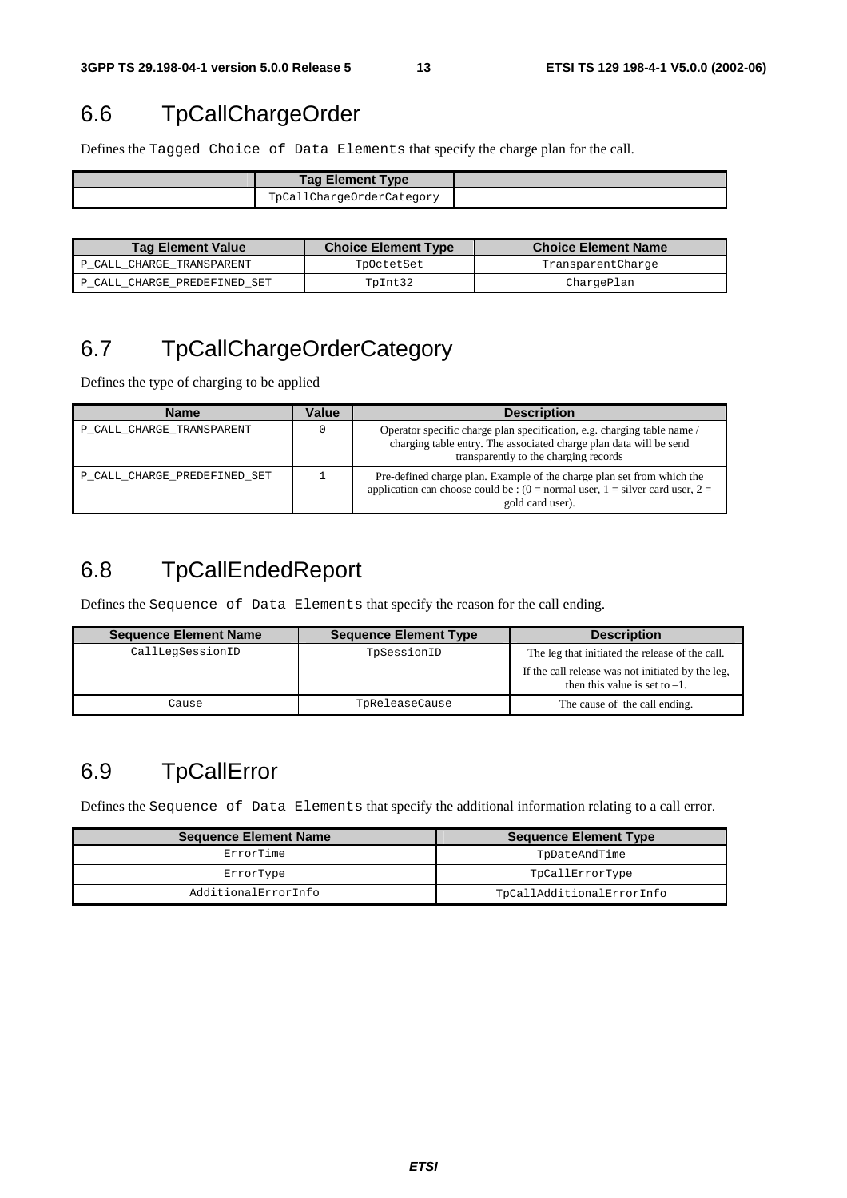## 6.6 TpCallChargeOrder

Defines the Tagged Choice of Data Elements that specify the charge plan for the call.

| | Tag Element Type | |
|---|---|---|
| | TpCallChargeOrderCategory | |

| Tag Element Value | Choice Element Type | Choice Element Name |
|---|---|---|
| P_CALL_CHARGE_TRANSPARENT | TpOctetSet | TransparentCharge |
| P_CALL_CHARGE_PREDEFINED_SET | TpInt32 | ChargePlan |

## 6.7 TpCallChargeOrderCategory

Defines the type of charging to be applied

| Name | Value | Description |
|---|---|---|
| P_CALL_CHARGE_TRANSPARENT | 0 | Operator specific charge plan specification, e.g. charging table name / charging table entry. The associated charge plan data will be send transparently to the charging records |
| P_CALL_CHARGE_PREDEFINED_SET | 1 | Pre-defined charge plan. Example of the charge plan set from which the application can choose could be : (0 = normal user, 1 = silver card user, 2 = gold card user). |

## 6.8 TpCallEndedReport

Defines the Sequence of Data Elements that specify the reason for the call ending.

| Sequence Element Name | Sequence Element Type | Description |
|---|---|---|
| CallLegSessionID | TpSessionID | The leg that initiated the release of the call. If the call release was not initiated by the leg, then this value is set to –1. |
| Cause | TpReleaseCause | The cause of the call ending. |

## 6.9 TpCallError

Defines the Sequence of Data Elements that specify the additional information relating to a call error.

| Sequence Element Name | Sequence Element Type |
|---|---|
| ErrorTime | TpDateAndTime |
| ErrorType | TpCallErrorType |
| AdditionalErrorInfo | TpCallAdditionalErrorInfo |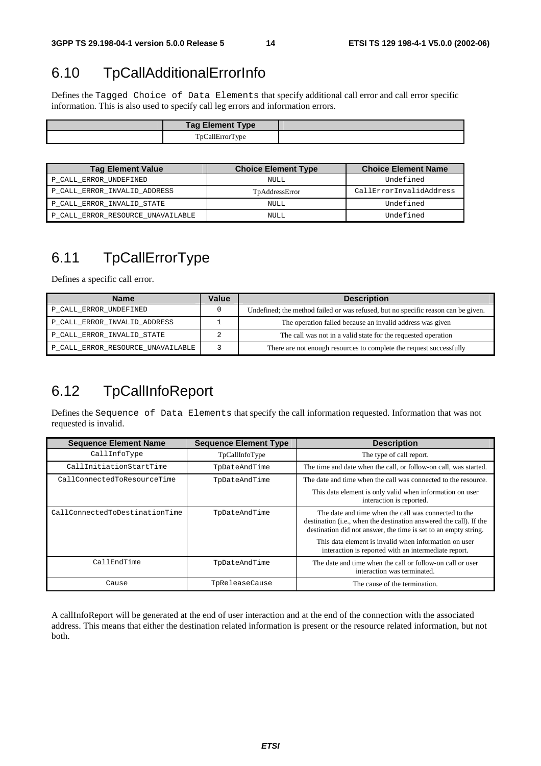## 6.10 TpCallAdditionalErrorInfo

Defines the `Tagged Choice of Data Elements` that specify additional call error and call error specific information. This is also used to specify call leg errors and information errors.

| | Tag Element Type | |
|---|---|---|
| | TpCallErrorType | |

| Tag Element Value | Choice Element Type | Choice Element Name |
|---|---|---|
| P_CALL_ERROR_UNDEFINED | NULL | Undefined |
| P_CALL_ERROR_INVALID_ADDRESS | TpAddressError | CallErrorInvalidAddress |
| P_CALL_ERROR_INVALID_STATE | NULL | Undefined |
| P_CALL_ERROR_RESOURCE_UNAVAILABLE | NULL | Undefined |

## 6.11 TpCallErrorType

Defines a specific call error.

| Name | Value | Description |
|---|---|---|
| P_CALL_ERROR_UNDEFINED | 0 | Undefined; the method failed or was refused, but no specific reason can be given. |
| P_CALL_ERROR_INVALID_ADDRESS | 1 | The operation failed because an invalid address was given |
| P_CALL_ERROR_INVALID_STATE | 2 | The call was not in a valid state for the requested operation |
| P_CALL_ERROR_RESOURCE_UNAVAILABLE | 3 | There are not enough resources to complete the request successfully |

## 6.12 TpCallInfoReport

Defines the `Sequence of Data Elements` that specify the call information requested. Information that was not requested is invalid.

| Sequence Element Name | Sequence Element Type | Description |
|---|---|---|
| CallInfoType | TpCallInfoType | The type of call report. |
| CallInitiationStartTime | TpDateAndTime | The time and date when the call, or follow-on call, was started. |
| CallConnectedToResourceTime | TpDateAndTime | The date and time when the call was connected to the resource. This data element is only valid when information on user interaction is reported. |
| CallConnectedToDestinationTime | TpDateAndTime | The date and time when the call was connected to the destination (i.e., when the destination answered the call). If the destination did not answer, the time is set to an empty string. This data element is invalid when information on user interaction is reported with an intermediate report. |
| CallEndTime | TpDateAndTime | The date and time when the call or follow-on call or user interaction was terminated. |
| Cause | TpReleaseCause | The cause of the termination. |

A callInfoReport will be generated at the end of user interaction and at the end of the connection with the associated address. This means that either the destination related information is present or the resource related information, but not both.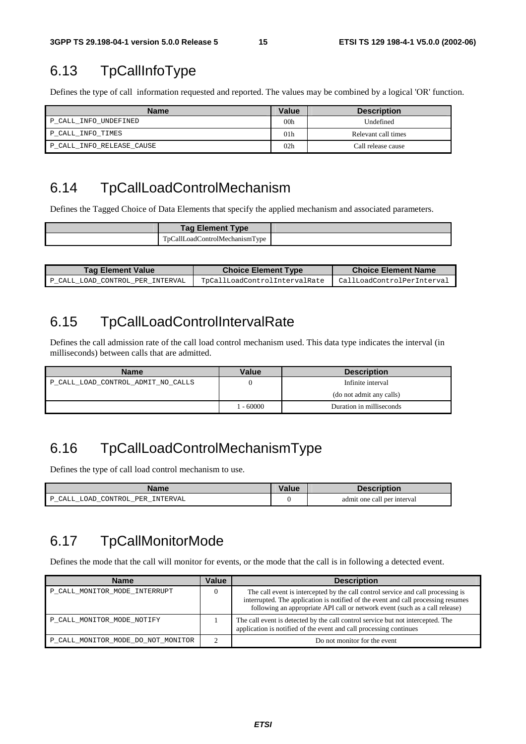## 6.13 TpCallInfoType

Defines the type of call information requested and reported. The values may be combined by a logical 'OR' function.

| Name | Value | Description |
|---|---|---|
| P_CALL_INFO_UNDEFINED | 00h | Undefined |
| P_CALL_INFO_TIMES | 01h | Relevant call times |
| P_CALL_INFO_RELEASE_CAUSE | 02h | Call release cause |

## 6.14 TpCallLoadControlMechanism

Defines the Tagged Choice of Data Elements that specify the applied mechanism and associated parameters.

| | Tag Element Type | |
|---|---|---|
| | TpCallLoadControlMechanismType | |

| Tag Element Value | Choice Element Type | Choice Element Name |
|---|---|---|
| P_CALL_LOAD_CONTROL_PER_INTERVAL | TpCallLoadControlIntervalRate | CallLoadControlPerInterval |

## 6.15 TpCallLoadControlIntervalRate

Defines the call admission rate of the call load control mechanism used. This data type indicates the interval (in milliseconds) between calls that are admitted.

| Name | Value | Description |
|---|---|---|
| P_CALL_LOAD_CONTROL_ADMIT_NO_CALLS | 0 | Infinite interval<br>(do not admit any calls) |
| | 1 - 60000 | Duration in milliseconds |

## 6.16 TpCallLoadControlMechanismType

Defines the type of call load control mechanism to use.

| Name | Value | Description |
|---|---|---|
| P_CALL_LOAD_CONTROL_PER_INTERVAL | 0 | admit one call per interval |

## 6.17 TpCallMonitorMode

Defines the mode that the call will monitor for events, or the mode that the call is in following a detected event.

| Name | Value | Description |
|---|---|---|
| P_CALL_MONITOR_MODE_INTERRUPT | 0 | The call event is intercepted by the call control service and call processing is interrupted. The application is notified of the event and call processing resumes following an appropriate API call or network event (such as a call release) |
| P_CALL_MONITOR_MODE_NOTIFY | 1 | The call event is detected by the call control service but not intercepted. The application is notified of the event and call processing continues |
| P_CALL_MONITOR_MODE_DO_NOT_MONITOR | 2 | Do not monitor for the event |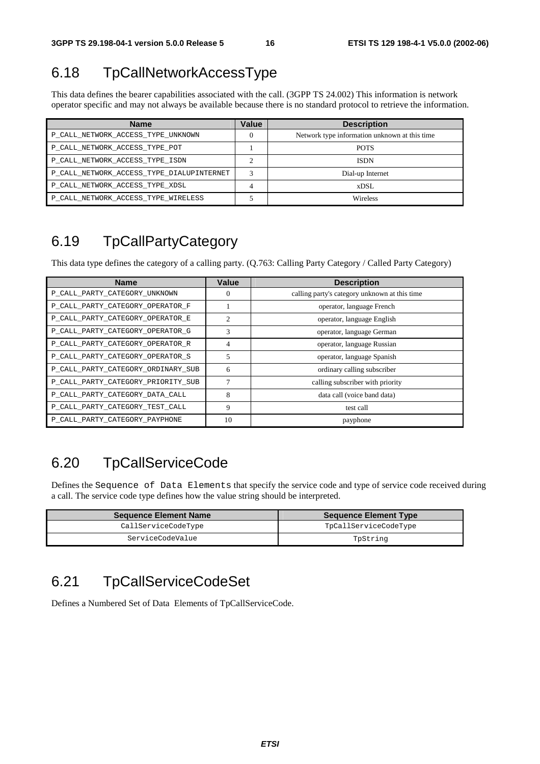## 6.18 TpCallNetworkAccessType

This data defines the bearer capabilities associated with the call. (3GPP TS 24.002) This information is network operator specific and may not always be available because there is no standard protocol to retrieve the information.

| Name | Value | Description |
|---|---|---|
| P_CALL_NETWORK_ACCESS_TYPE_UNKNOWN | 0 | Network type information unknown at this time |
| P_CALL_NETWORK_ACCESS_TYPE_POT | 1 | POTS |
| P_CALL_NETWORK_ACCESS_TYPE_ISDN | 2 | ISDN |
| P_CALL_NETWORK_ACCESS_TYPE_DIALUPINTERNET | 3 | Dial-up Internet |
| P_CALL_NETWORK_ACCESS_TYPE_XDSL | 4 | xDSL |
| P_CALL_NETWORK_ACCESS_TYPE_WIRELESS | 5 | Wireless |

## 6.19 TpCallPartyCategory

This data type defines the category of a calling party. (Q.763: Calling Party Category / Called Party Category)

| Name | Value | Description |
|---|---|---|
| P_CALL_PARTY_CATEGORY_UNKNOWN | 0 | calling party's category unknown at this time |
| P_CALL_PARTY_CATEGORY_OPERATOR_F | 1 | operator, language French |
| P_CALL_PARTY_CATEGORY_OPERATOR_E | 2 | operator, language English |
| P_CALL_PARTY_CATEGORY_OPERATOR_G | 3 | operator, language German |
| P_CALL_PARTY_CATEGORY_OPERATOR_R | 4 | operator, language Russian |
| P_CALL_PARTY_CATEGORY_OPERATOR_S | 5 | operator, language Spanish |
| P_CALL_PARTY_CATEGORY_ORDINARY_SUB | 6 | ordinary calling subscriber |
| P_CALL_PARTY_CATEGORY_PRIORITY_SUB | 7 | calling subscriber with priority |
| P_CALL_PARTY_CATEGORY_DATA_CALL | 8 | data call (voice band data) |
| P_CALL_PARTY_CATEGORY_TEST_CALL | 9 | test call |
| P_CALL_PARTY_CATEGORY_PAYPHONE | 10 | payphone |

## 6.20 TpCallServiceCode

Defines the `Sequence of Data Elements` that specify the service code and type of service code received during a call. The service code type defines how the value string should be interpreted.

| Sequence Element Name | Sequence Element Type |
|---|---|
| CallServiceCodeType | TpCallServiceCodeType |
| ServiceCodeValue | TpString |

## 6.21 TpCallServiceCodeSet

Defines a Numbered Set of Data Elements of TpCallServiceCode.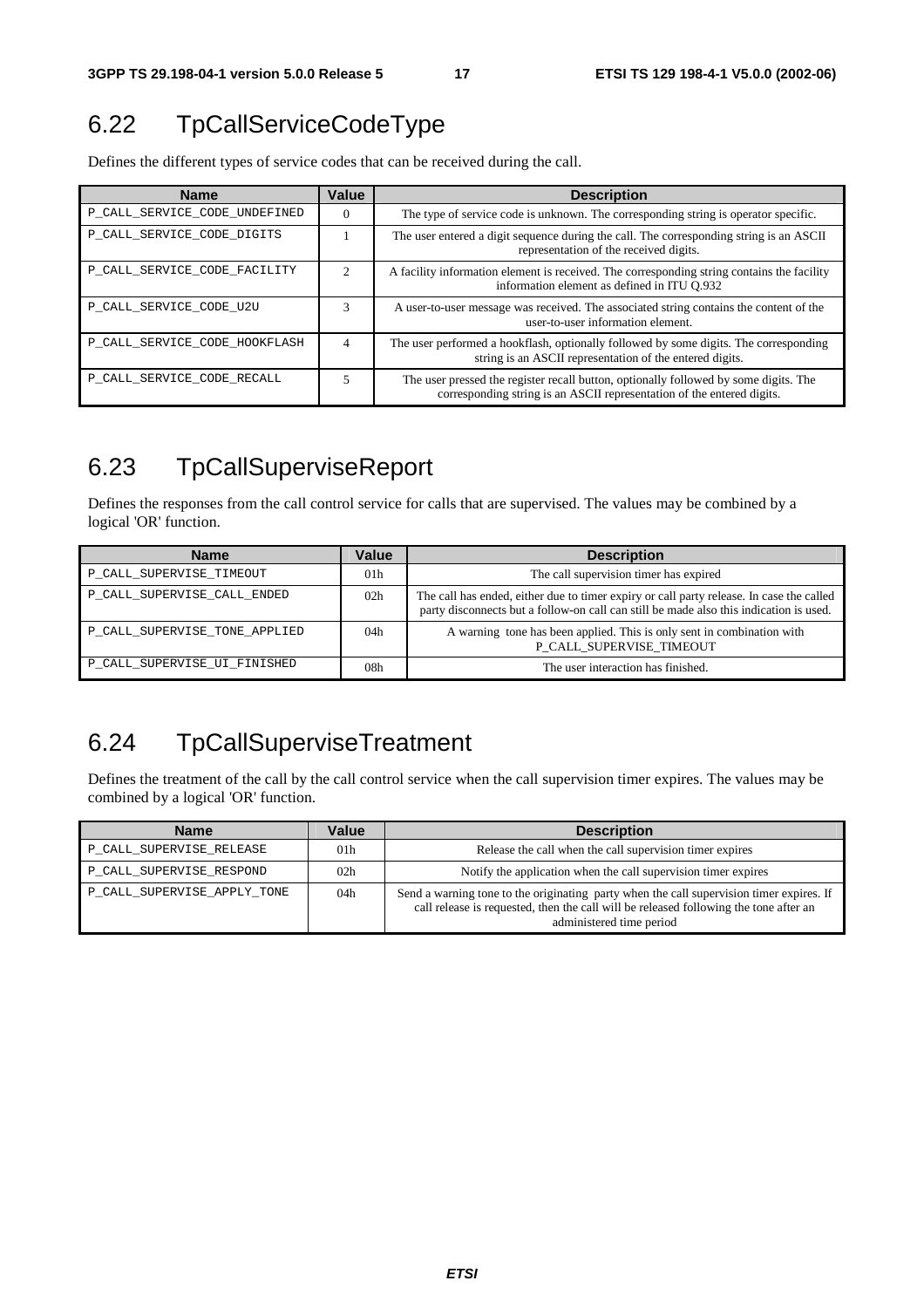## 6.22 TpCallServiceCodeType

Defines the different types of service codes that can be received during the call.

| Name | Value | Description |
|---|---|---|
| P_CALL_SERVICE_CODE_UNDEFINED | 0 | The type of service code is unknown. The corresponding string is operator specific. |
| P_CALL_SERVICE_CODE_DIGITS | 1 | The user entered a digit sequence during the call. The corresponding string is an ASCII representation of the received digits. |
| P_CALL_SERVICE_CODE_FACILITY | 2 | A facility information element is received. The corresponding string contains the facility information element as defined in ITU Q.932 |
| P_CALL_SERVICE_CODE_U2U | 3 | A user-to-user message was received. The associated string contains the content of the user-to-user information element. |
| P_CALL_SERVICE_CODE_HOOKFLASH | 4 | The user performed a hookflash, optionally followed by some digits. The corresponding string is an ASCII representation of the entered digits. |
| P_CALL_SERVICE_CODE_RECALL | 5 | The user pressed the register recall button, optionally followed by some digits. The corresponding string is an ASCII representation of the entered digits. |

## 6.23 TpCallSuperviseReport

Defines the responses from the call control service for calls that are supervised. The values may be combined by a logical 'OR' function.

| Name | Value | Description |
|---|---|---|
| P_CALL_SUPERVISE_TIMEOUT | 01h | The call supervision timer has expired |
| P_CALL_SUPERVISE_CALL_ENDED | 02h | The call has ended, either due to timer expiry or call party release. In case the called party disconnects but a follow-on call can still be made also this indication is used. |
| P_CALL_SUPERVISE_TONE_APPLIED | 04h | A warning tone has been applied. This is only sent in combination with P_CALL_SUPERVISE_TIMEOUT |
| P_CALL_SUPERVISE_UI_FINISHED | 08h | The user interaction has finished. |

## 6.24 TpCallSuperviseTreatment

Defines the treatment of the call by the call control service when the call supervision timer expires. The values may be combined by a logical 'OR' function.

| Name | Value | Description |
|---|---|---|
| P_CALL_SUPERVISE_RELEASE | 01h | Release the call when the call supervision timer expires |
| P_CALL_SUPERVISE_RESPOND | 02h | Notify the application when the call supervision timer expires |
| P_CALL_SUPERVISE_APPLY_TONE | 04h | Send a warning tone to the originating party when the call supervision timer expires. If call release is requested, then the call will be released following the tone after an administered time period |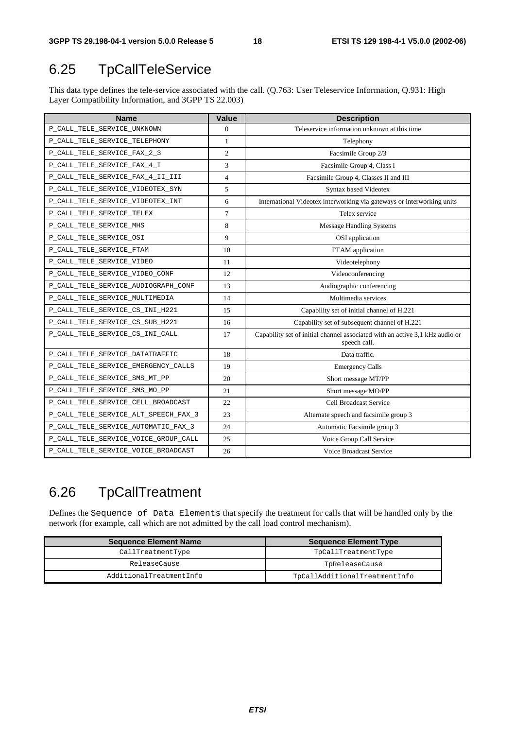## 6.25 TpCallTeleService

This data type defines the tele-service associated with the call. (Q.763: User Teleservice Information, Q.931: High Layer Compatibility Information, and 3GPP TS 22.003)

| Name | Value | Description |
|---|---|---|
| P_CALL_TELE_SERVICE_UNKNOWN | 0 | Teleservice information unknown at this time |
| P_CALL_TELE_SERVICE_TELEPHONY | 1 | Telephony |
| P_CALL_TELE_SERVICE_FAX_2_3 | 2 | Facsimile Group 2/3 |
| P_CALL_TELE_SERVICE_FAX_4_I | 3 | Facsimile Group 4, Class I |
| P_CALL_TELE_SERVICE_FAX_4_II_III | 4 | Facsimile Group 4, Classes II and III |
| P_CALL_TELE_SERVICE_VIDEOTEX_SYN | 5 | Syntax based Videotex |
| P_CALL_TELE_SERVICE_VIDEOTEX_INT | 6 | International Videotex interworking via gateways or interworking units |
| P_CALL_TELE_SERVICE_TELEX | 7 | Telex service |
| P_CALL_TELE_SERVICE_MHS | 8 | Message Handling Systems |
| P_CALL_TELE_SERVICE_OSI | 9 | OSI application |
| P_CALL_TELE_SERVICE_FTAM | 10 | FTAM application |
| P_CALL_TELE_SERVICE_VIDEO | 11 | Videotelephony |
| P_CALL_TELE_SERVICE_VIDEO_CONF | 12 | Videoconferencing |
| P_CALL_TELE_SERVICE_AUDIOGRAPH_CONF | 13 | Audiographic conferencing |
| P_CALL_TELE_SERVICE_MULTIMEDIA | 14 | Multimedia services |
| P_CALL_TELE_SERVICE_CS_INI_H221 | 15 | Capability set of initial channel of H.221 |
| P_CALL_TELE_SERVICE_CS_SUB_H221 | 16 | Capability set of subsequent channel of H.221 |
| P_CALL_TELE_SERVICE_CS_INI_CALL | 17 | Capability set of initial channel associated with an active 3,1 kHz audio or speech call. |
| P_CALL_TELE_SERVICE_DATATRAFFIC | 18 | Data traffic. |
| P_CALL_TELE_SERVICE_EMERGENCY_CALLS | 19 | Emergency Calls |
| P_CALL_TELE_SERVICE_SMS_MT_PP | 20 | Short message MT/PP |
| P_CALL_TELE_SERVICE_SMS_MO_PP | 21 | Short message MO/PP |
| P_CALL_TELE_SERVICE_CELL_BROADCAST | 22 | Cell Broadcast Service |
| P_CALL_TELE_SERVICE_ALT_SPEECH_FAX_3 | 23 | Alternate speech and facsimile group 3 |
| P_CALL_TELE_SERVICE_AUTOMATIC_FAX_3 | 24 | Automatic Facsimile group 3 |
| P_CALL_TELE_SERVICE_VOICE_GROUP_CALL | 25 | Voice Group Call Service |
| P_CALL_TELE_SERVICE_VOICE_BROADCAST | 26 | Voice Broadcast Service |

## 6.26 TpCallTreatment

Defines the Sequence of Data Elements that specify the treatment for calls that will be handled only by the network (for example, call which are not admitted by the call load control mechanism).

| Sequence Element Name | Sequence Element Type |
|---|---|
| CallTreatmentType | TpCallTreatmentType |
| ReleaseCause | TpReleaseCause |
| AdditionalTreatmentInfo | TpCallAdditionalTreatmentInfo |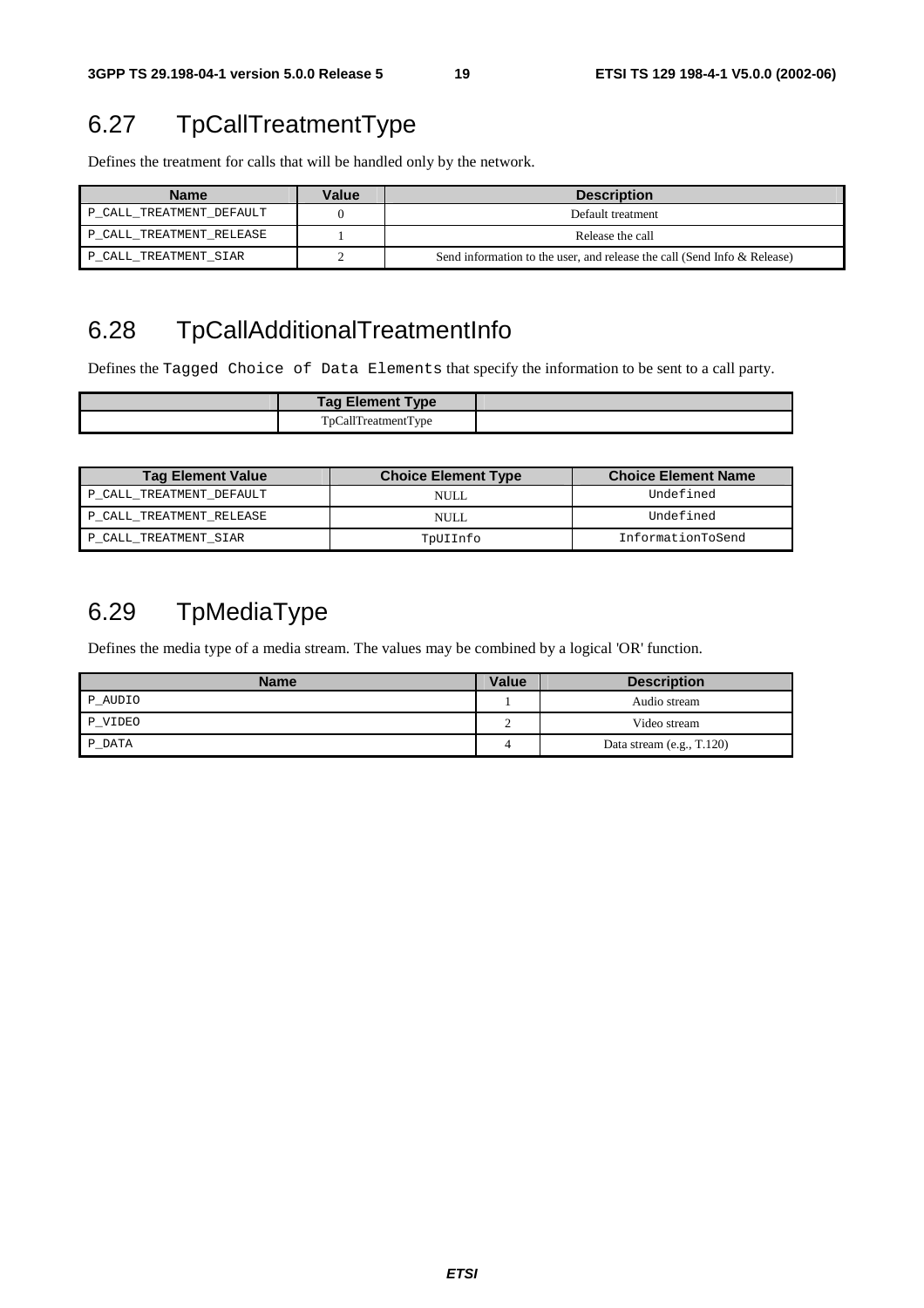## 6.27 TpCallTreatmentType

Defines the treatment for calls that will be handled only by the network.

| Name | Value | Description |
|---|---|---|
| P_CALL_TREATMENT_DEFAULT | 0 | Default treatment |
| P_CALL_TREATMENT_RELEASE | 1 | Release the call |
| P_CALL_TREATMENT_SIAR | 2 | Send information to the user, and release the call (Send Info & Release) |

## 6.28 TpCallAdditionalTreatmentInfo

Defines the Tagged Choice of Data Elements that specify the information to be sent to a call party.

| | Tag Element Type | |
|---|---|---|
| | TpCallTreatmentType | |

| Tag Element Value | Choice Element Type | Choice Element Name |
|---|---|---|
| P_CALL_TREATMENT_DEFAULT | NULL | Undefined |
| P_CALL_TREATMENT_RELEASE | NULL | Undefined |
| P_CALL_TREATMENT_SIAR | TpUIInfo | InformationToSend |

## 6.29 TpMediaType

Defines the media type of a media stream. The values may be combined by a logical 'OR' function.

| Name | Value | Description |
|---|---|---|
| P_AUDIO | 1 | Audio stream |
| P_VIDEO | 2 | Video stream |
| P_DATA | 4 | Data stream (e.g., T.120) |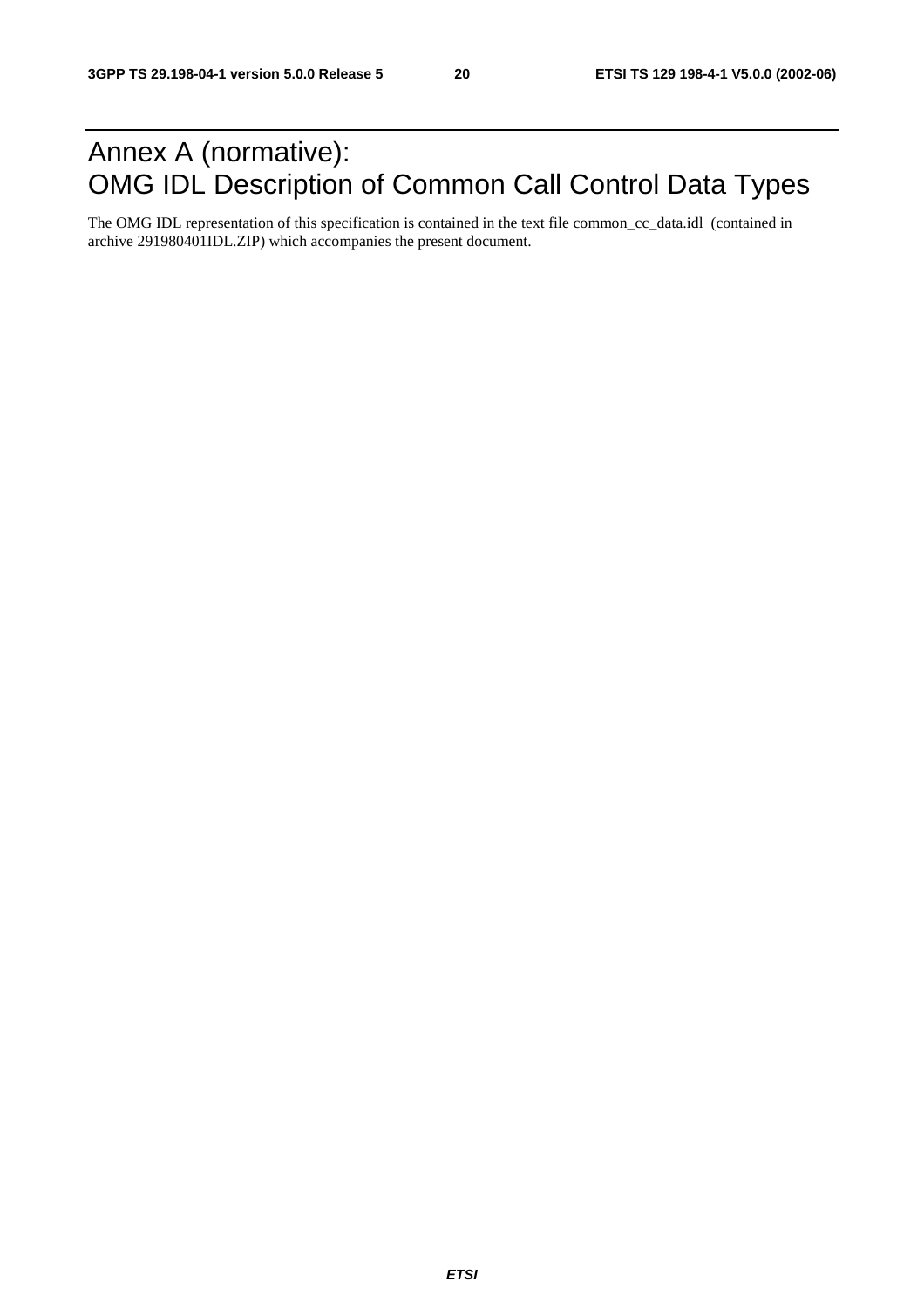# Annex A (normative): OMG IDL Description of Common Call Control Data Types

The OMG IDL representation of this specification is contained in the text file common_cc_data.idl (contained in archive 291980401IDL.ZIP) which accompanies the present document.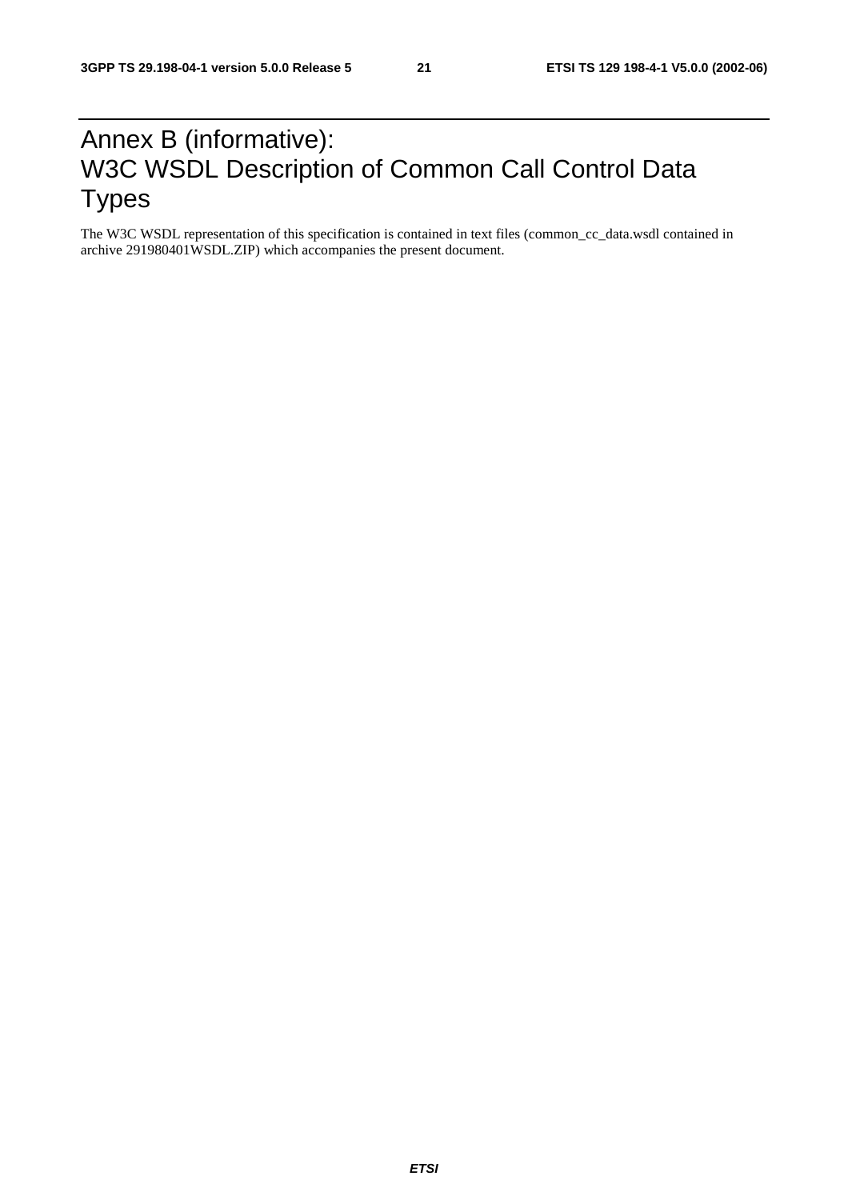# Annex B (informative): W3C WSDL Description of Common Call Control Data Types

The W3C WSDL representation of this specification is contained in text files (common_cc_data.wsdl contained in archive 291980401WSDL.ZIP) which accompanies the present document.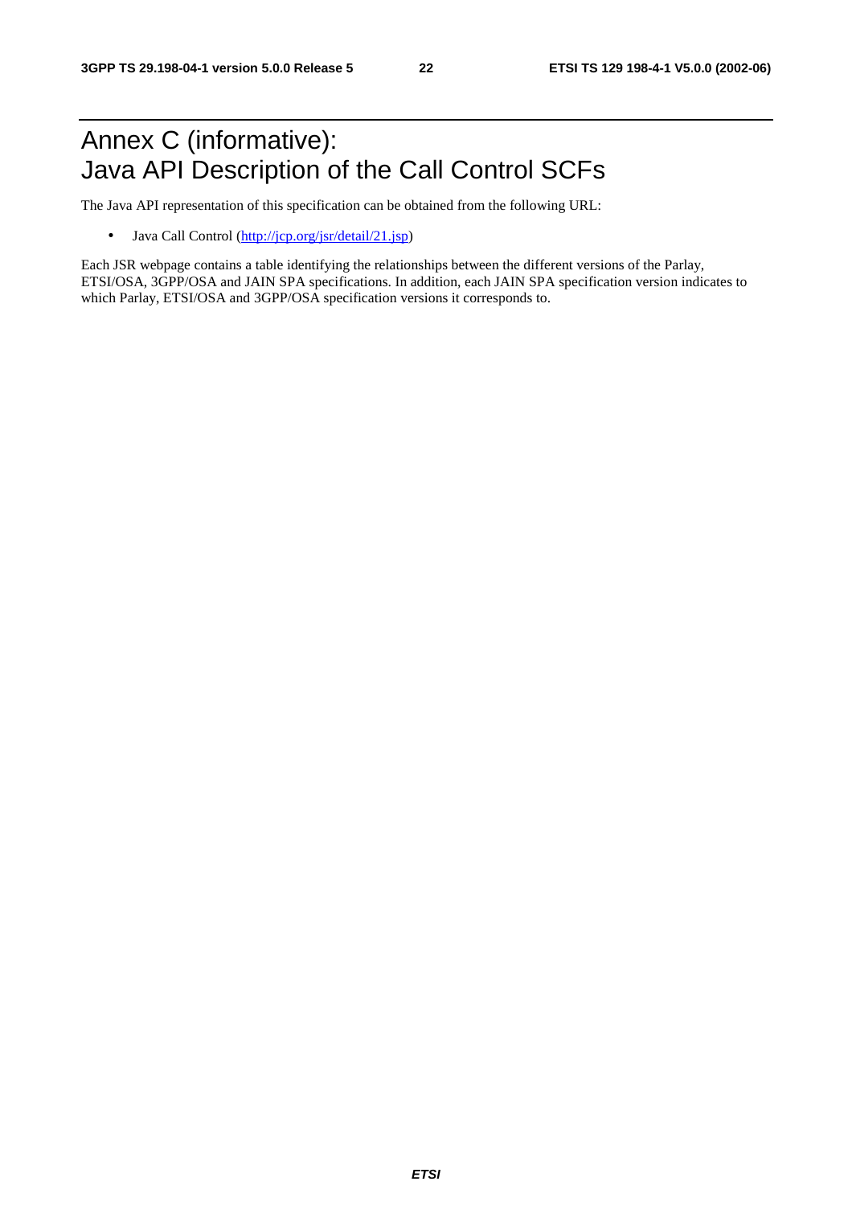# Annex C (informative): Java API Description of the Call Control SCFs

The Java API representation of this specification can be obtained from the following URL:

- Java Call Control (http://jcp.org/jsr/detail/21.jsp)

Each JSR webpage contains a table identifying the relationships between the different versions of the Parlay, ETSI/OSA, 3GPP/OSA and JAIN SPA specifications. In addition, each JAIN SPA specification version indicates to which Parlay, ETSI/OSA and 3GPP/OSA specification versions it corresponds to.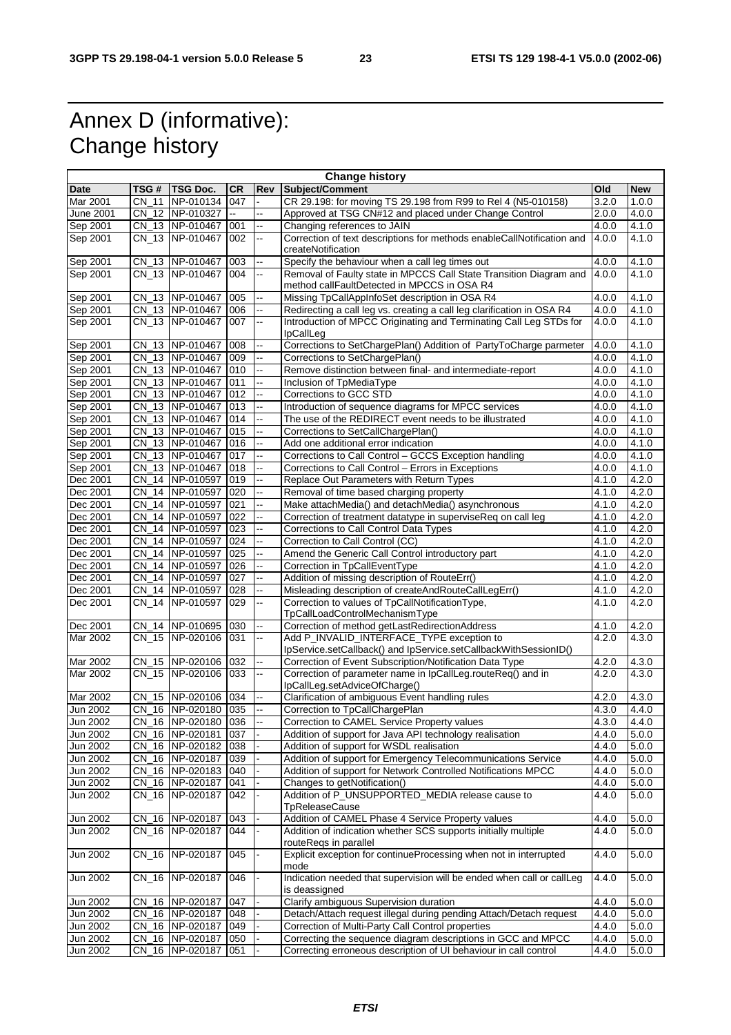# Annex D (informative): Change history

| Change history | | | | | | | |
|---|---|---|---|---|---|---|---|
| **Date** | **TSG #** | **TSG Doc.** | **CR** | **Rev** | **Subject/Comment** | **Old** | **New** |
| Mar 2001 | CN_11 | NP-010134 | 047 | - | CR 29.198: for moving TS 29.198 from R99 to Rel 4 (N5-010158) | 3.2.0 | 1.0.0 |
| June 2001 | CN_12 | NP-010327 | -- | -- | Approved at TSG CN#12 and placed under Change Control | 2.0.0 | 4.0.0 |
| Sep 2001 | CN_13 | NP-010467 | 001 | -- | Changing references to JAIN | 4.0.0 | 4.1.0 |
| Sep 2001 | CN_13 | NP-010467 | 002 | -- | Correction of text descriptions for methods enableCallNotification and createNotification | 4.0.0 | 4.1.0 |
| Sep 2001 | CN_13 | NP-010467 | 003 | -- | Specify the behaviour when a call leg times out | 4.0.0 | 4.1.0 |
| Sep 2001 | CN_13 | NP-010467 | 004 | -- | Removal of Faulty state in MPCCS Call State Transition Diagram and method callFaultDetected in MPCCS in OSA R4 | 4.0.0 | 4.1.0 |
| Sep 2001 | CN_13 | NP-010467 | 005 | -- | Missing TpCallAppInfoSet description in OSA R4 | 4.0.0 | 4.1.0 |
| Sep 2001 | CN_13 | NP-010467 | 006 | -- | Redirecting a call leg vs. creating a call leg clarification in OSA R4 | 4.0.0 | 4.1.0 |
| Sep 2001 | CN_13 | NP-010467 | 007 | -- | Introduction of MPCC Originating and Terminating Call Leg STDs for IpCallLeg | 4.0.0 | 4.1.0 |
| Sep 2001 | CN_13 | NP-010467 | 008 | -- | Corrections to SetChargePlan() Addition of PartyToCharge parmeter | 4.0.0 | 4.1.0 |
| Sep 2001 | CN_13 | NP-010467 | 009 | -- | Corrections to SetChargePlan() | 4.0.0 | 4.1.0 |
| Sep 2001 | CN_13 | NP-010467 | 010 | -- | Remove distinction between final- and intermediate-report | 4.0.0 | 4.1.0 |
| Sep 2001 | CN_13 | NP-010467 | 011 | -- | Inclusion of TpMediaType | 4.0.0 | 4.1.0 |
| Sep 2001 | CN_13 | NP-010467 | 012 | -- | Corrections to GCC STD | 4.0.0 | 4.1.0 |
| Sep 2001 | CN_13 | NP-010467 | 013 | -- | Introduction of sequence diagrams for MPCC services | 4.0.0 | 4.1.0 |
| Sep 2001 | CN_13 | NP-010467 | 014 | -- | The use of the REDIRECT event needs to be illustrated | 4.0.0 | 4.1.0 |
| Sep 2001 | CN_13 | NP-010467 | 015 | -- | Corrections to SetCallChargePlan() | 4.0.0 | 4.1.0 |
| Sep 2001 | CN_13 | NP-010467 | 016 | -- | Add one additional error indication | 4.0.0 | 4.1.0 |
| Sep 2001 | CN_13 | NP-010467 | 017 | -- | Corrections to Call Control – GCCS Exception handling | 4.0.0 | 4.1.0 |
| Sep 2001 | CN_13 | NP-010467 | 018 | -- | Corrections to Call Control – Errors in Exceptions | 4.0.0 | 4.1.0 |
| Dec 2001 | CN_14 | NP-010597 | 019 | -- | Replace Out Parameters with Return Types | 4.1.0 | 4.2.0 |
| Dec 2001 | CN_14 | NP-010597 | 020 | -- | Removal of time based charging property | 4.1.0 | 4.2.0 |
| Dec 2001 | CN_14 | NP-010597 | 021 | -- | Make attachMedia() and detachMedia() asynchronous | 4.1.0 | 4.2.0 |
| Dec 2001 | CN_14 | NP-010597 | 022 | -- | Correction of treatment datatype in superviseReq on call leg | 4.1.0 | 4.2.0 |
| Dec 2001 | CN_14 | NP-010597 | 023 | -- | Corrections to Call Control Data Types | 4.1.0 | 4.2.0 |
| Dec 2001 | CN_14 | NP-010597 | 024 | -- | Correction to Call Control (CC) | 4.1.0 | 4.2.0 |
| Dec 2001 | CN_14 | NP-010597 | 025 | -- | Amend the Generic Call Control introductory part | 4.1.0 | 4.2.0 |
| Dec 2001 | CN_14 | NP-010597 | 026 | -- | Correction in TpCallEventType | 4.1.0 | 4.2.0 |
| Dec 2001 | CN_14 | NP-010597 | 027 | -- | Addition of missing description of RouteErr() | 4.1.0 | 4.2.0 |
| Dec 2001 | CN_14 | NP-010597 | 028 | -- | Misleading description of createAndRouteCallLegErr() | 4.1.0 | 4.2.0 |
| Dec 2001 | CN_14 | NP-010597 | 029 | -- | Correction to values of TpCallNotificationType, TpCallLoadControlMechanismType | 4.1.0 | 4.2.0 |
| Dec 2001 | CN_14 | NP-010695 | 030 | -- | Correction of method getLastRedirectionAddress | 4.1.0 | 4.2.0 |
| Mar 2002 | CN_15 | NP-020106 | 031 | -- | Add P_INVALID_INTERFACE_TYPE exception to IpService.setCallback() and IpService.setCallbackWithSessionID() | 4.2.0 | 4.3.0 |
| Mar 2002 | CN_15 | NP-020106 | 032 | -- | Correction of Event Subscription/Notification Data Type | 4.2.0 | 4.3.0 |
| Mar 2002 | CN_15 | NP-020106 | 033 | -- | Correction of parameter name in IpCallLeg.routeReq() and in IpCallLeg.setAdviceOfCharge() | 4.2.0 | 4.3.0 |
| Mar 2002 | CN_15 | NP-020106 | 034 | -- | Clarification of ambiguous Event handling rules | 4.2.0 | 4.3.0 |
| Jun 2002 | CN_16 | NP-020180 | 035 | -- | Correction to TpCallChargePlan | 4.3.0 | 4.4.0 |
| Jun 2002 | CN_16 | NP-020180 | 036 | -- | Correction to CAMEL Service Property values | 4.3.0 | 4.4.0 |
| Jun 2002 | CN_16 | NP-020181 | 037 | - | Addition of support for Java API technology realisation | 4.4.0 | 5.0.0 |
| Jun 2002 | CN_16 | NP-020182 | 038 | - | Addition of support for WSDL realisation | 4.4.0 | 5.0.0 |
| Jun 2002 | CN_16 | NP-020187 | 039 | - | Addition of support for Emergency Telecommunications Service | 4.4.0 | 5.0.0 |
| Jun 2002 | CN_16 | NP-020183 | 040 | - | Addition of support for Network Controlled Notifications MPCC | 4.4.0 | 5.0.0 |
| Jun 2002 | CN_16 | NP-020187 | 041 | - | Changes to getNotification() | 4.4.0 | 5.0.0 |
| Jun 2002 | CN_16 | NP-020187 | 042 | - | Addition of P_UNSUPPORTED_MEDIA release cause to TpReleaseCause | 4.4.0 | 5.0.0 |
| Jun 2002 | CN_16 | NP-020187 | 043 | - | Addition of CAMEL Phase 4 Service Property values | 4.4.0 | 5.0.0 |
| Jun 2002 | CN_16 | NP-020187 | 044 | - | Addition of indication whether SCS supports initially multiple routeReqs in parallel | 4.4.0 | 5.0.0 |
| Jun 2002 | CN_16 | NP-020187 | 045 | - | Explicit exception for continueProcessing when not in interrupted mode | 4.4.0 | 5.0.0 |
| Jun 2002 | CN_16 | NP-020187 | 046 | - | Indication needed that supervision will be ended when call or callLeg is deassigned | 4.4.0 | 5.0.0 |
| Jun 2002 | CN_16 | NP-020187 | 047 | - | Clarify ambiguous Supervision duration | 4.4.0 | 5.0.0 |
| Jun 2002 | CN_16 | NP-020187 | 048 | - | Detach/Attach request illegal during pending Attach/Detach request | 4.4.0 | 5.0.0 |
| Jun 2002 | CN_16 | NP-020187 | 049 | - | Correction of Multi-Party Call Control properties | 4.4.0 | 5.0.0 |
| Jun 2002 | CN_16 | NP-020187 | 050 | - | Correcting the sequence diagram descriptions in GCC and MPCC | 4.4.0 | 5.0.0 |
| Jun 2002 | CN_16 | NP-020187 | 051 | - | Correcting erroneous description of UI behaviour in call control | 4.4.0 | 5.0.0 |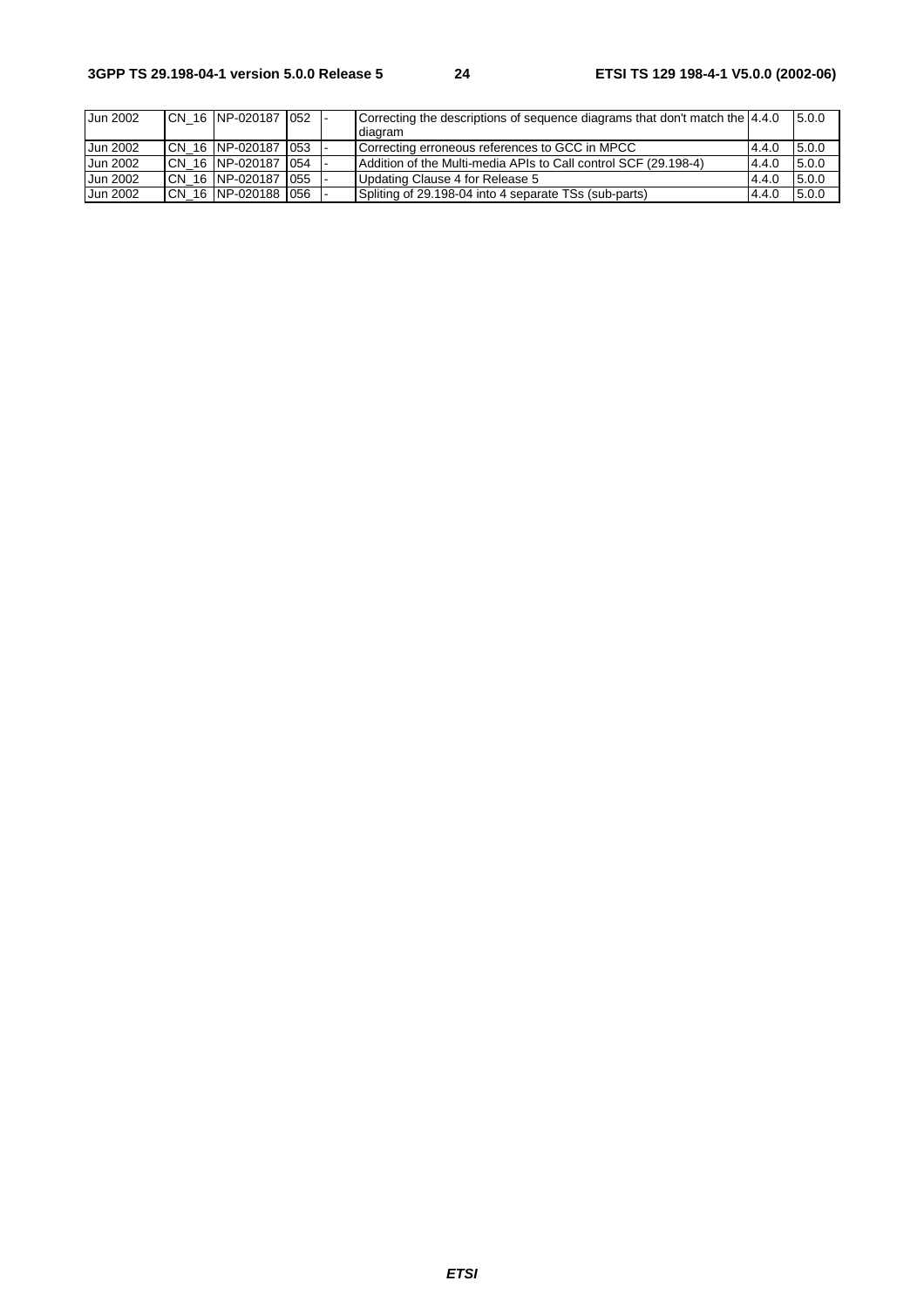| Jun 2002 | CN_16 | NP-020187 | 052 | - | Correcting the descriptions of sequence diagrams that don't match the diagram | 4.4.0 | 5.0.0 |
|---|---|---|---|---|---|---|---|
| Jun 2002 | CN_16 | NP-020187 | 053 | - | Correcting erroneous references to GCC in MPCC | 4.4.0 | 5.0.0 |
| Jun 2002 | CN_16 | NP-020187 | 054 | - | Addition of the Multi-media APIs to Call control SCF (29.198-4) | 4.4.0 | 5.0.0 |
| Jun 2002 | CN_16 | NP-020187 | 055 | - | Updating Clause 4 for Release 5 | 4.4.0 | 5.0.0 |
| Jun 2002 | CN_16 | NP-020188 | 056 | - | Spliting of 29.198-04 into 4 separate TSs (sub-parts) | 4.4.0 | 5.0.0 |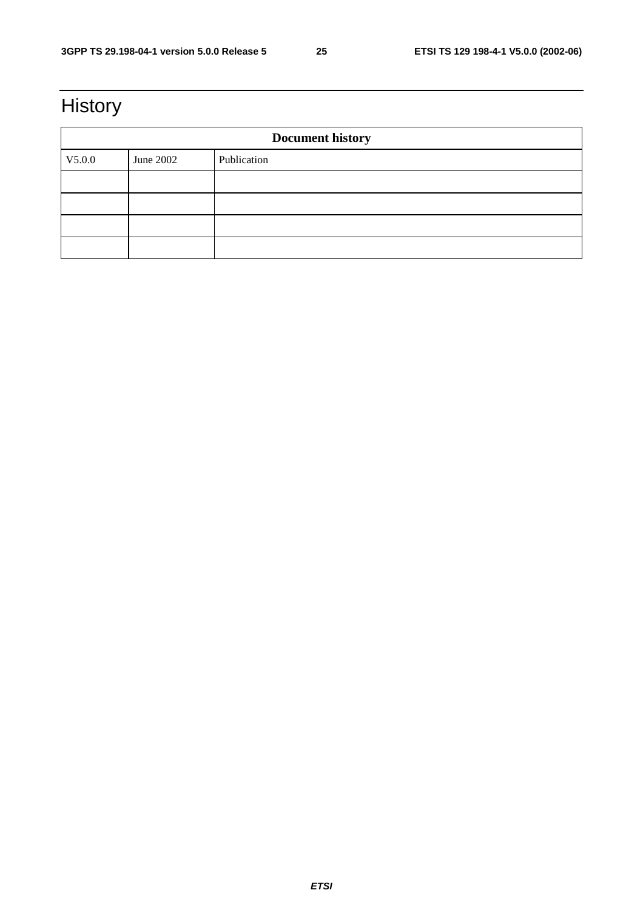# History

| Document history | | |
|---|---|---|
| V5.0.0 | June 2002 | Publication |
| | | |
| | | |
| | | |
| | | |